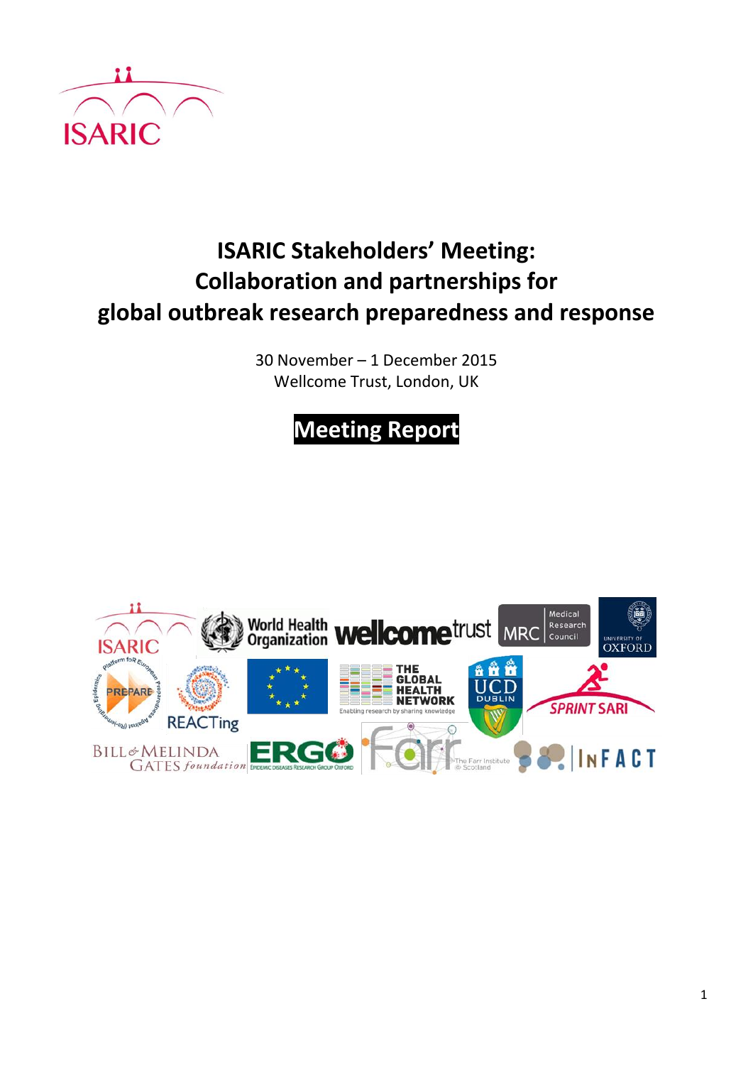# ISARIC Stakeholders' Meeting: Collaboration and partnerships for global outbreak research preparedness and response

30 November – 1 December 2015
Wellcome Trust, London, UK

**Meeting Report**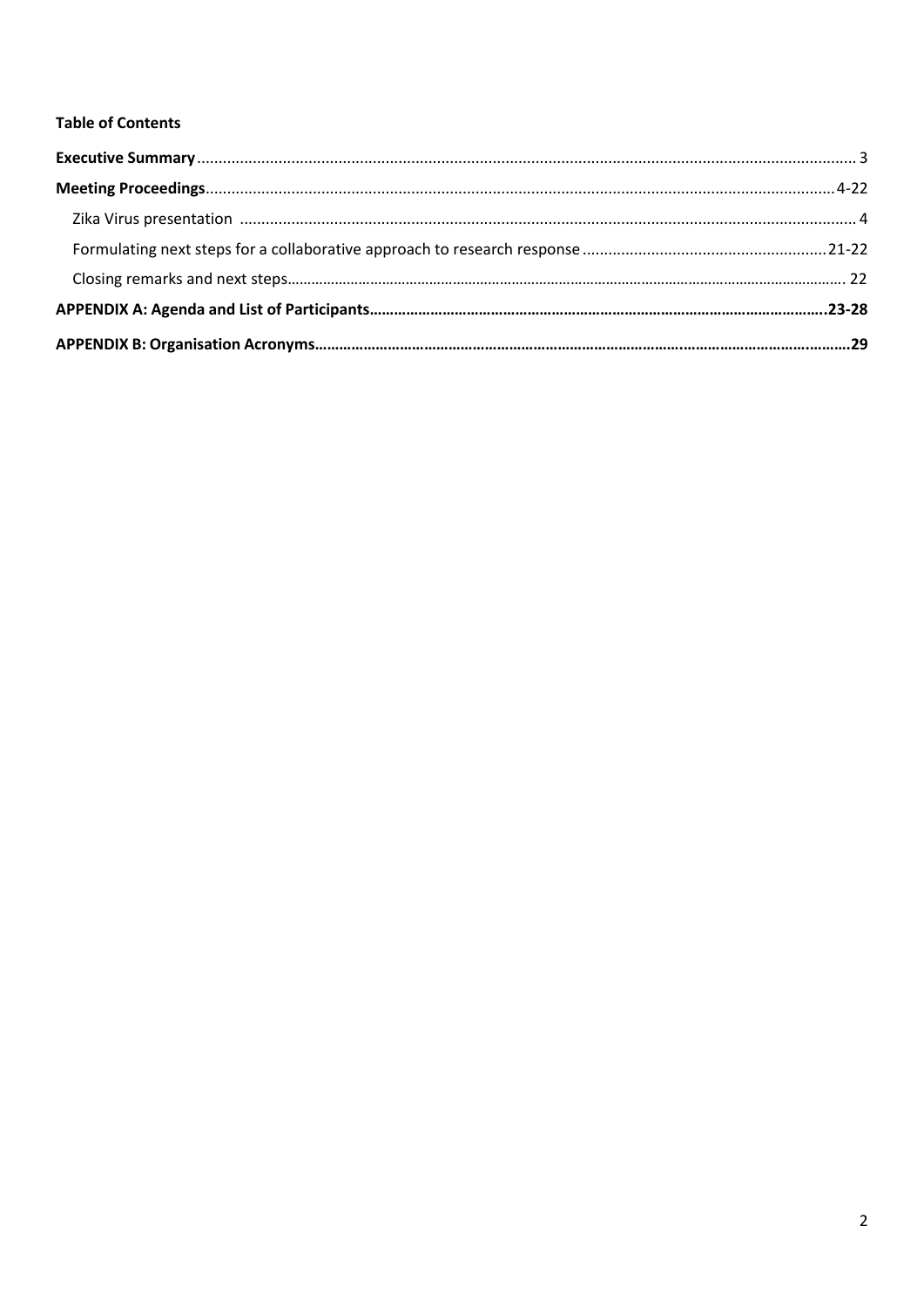**Table of Contents**

**Executive Summary** ........................................................................................................ 3

**Meeting Proceedings** .................................................................................................. 4-22

Zika Virus presentation ................................................................................................ 4

Formulating next steps for a collaborative approach to research response ........................... 21-22

Closing remarks and next steps ...................................................................................... 22

**APPENDIX A: Agenda and List of Participants** ............................................................... 23-28

**APPENDIX B: Organisation Acronyms** .............................................................................. 29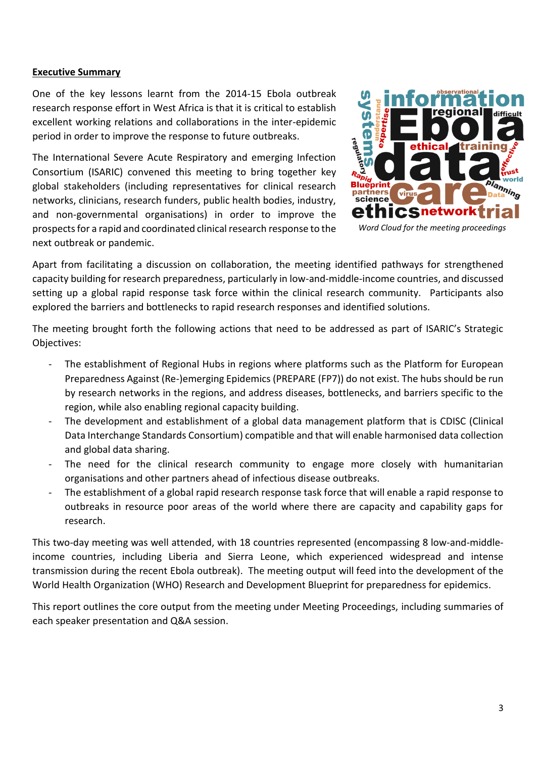**Executive Summary**

One of the key lessons learnt from the 2014-15 Ebola outbreak research response effort in West Africa is that it is critical to establish excellent working relations and collaborations in the inter-epidemic period in order to improve the response to future outbreaks.

The International Severe Acute Respiratory and emerging Infection Consortium (ISARIC) convened this meeting to bring together key global stakeholders (including representatives for clinical research networks, clinicians, research funders, public health bodies, industry, and non-governmental organisations) in order to improve the prospects for a rapid and coordinated clinical research response to the next outbreak or pandemic.

*Word Cloud for the meeting proceedings*

Apart from facilitating a discussion on collaboration, the meeting identified pathways for strengthened capacity building for research preparedness, particularly in low-and-middle-income countries, and discussed setting up a global rapid response task force within the clinical research community. Participants also explored the barriers and bottlenecks to rapid research responses and identified solutions.

The meeting brought forth the following actions that need to be addressed as part of ISARIC's Strategic Objectives:

- The establishment of Regional Hubs in regions where platforms such as the Platform for European Preparedness Against (Re-)emerging Epidemics (PREPARE (FP7)) do not exist. The hubs should be run by research networks in the regions, and address diseases, bottlenecks, and barriers specific to the region, while also enabling regional capacity building.
- The development and establishment of a global data management platform that is CDISC (Clinical Data Interchange Standards Consortium) compatible and that will enable harmonised data collection and global data sharing.
- The need for the clinical research community to engage more closely with humanitarian organisations and other partners ahead of infectious disease outbreaks.
- The establishment of a global rapid research response task force that will enable a rapid response to outbreaks in resource poor areas of the world where there are capacity and capability gaps for research.

This two-day meeting was well attended, with 18 countries represented (encompassing 8 low-and-middle-income countries, including Liberia and Sierra Leone, which experienced widespread and intense transmission during the recent Ebola outbreak). The meeting output will feed into the development of the World Health Organization (WHO) Research and Development Blueprint for preparedness for epidemics.

This report outlines the core output from the meeting under Meeting Proceedings, including summaries of each speaker presentation and Q&A session.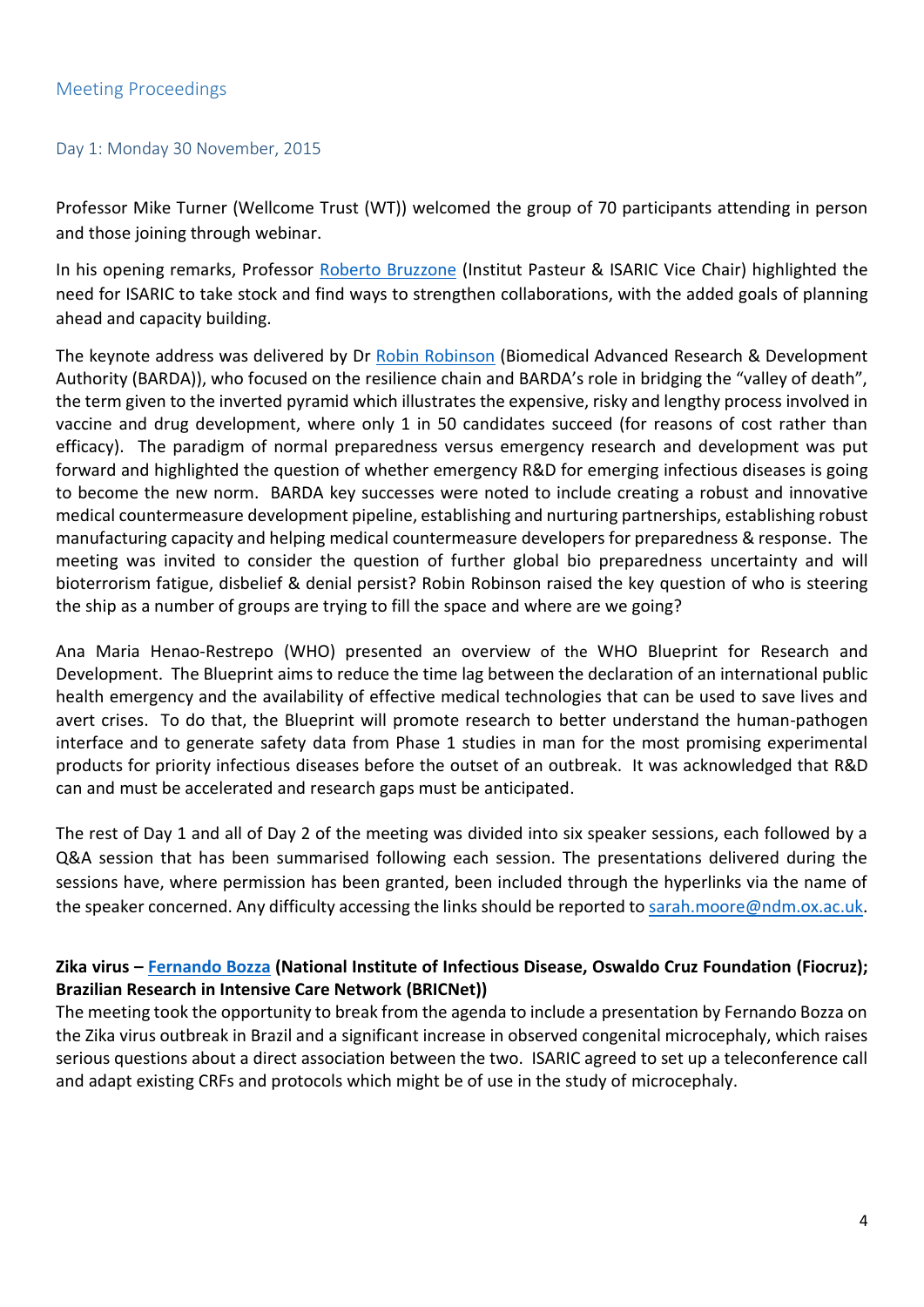## Meeting Proceedings

### Day 1: Monday 30 November, 2015

Professor Mike Turner (Wellcome Trust (WT)) welcomed the group of 70 participants attending in person and those joining through webinar.

In his opening remarks, Professor Roberto Bruzzone (Institut Pasteur & ISARIC Vice Chair) highlighted the need for ISARIC to take stock and find ways to strengthen collaborations, with the added goals of planning ahead and capacity building.

The keynote address was delivered by Dr Robin Robinson (Biomedical Advanced Research & Development Authority (BARDA)), who focused on the resilience chain and BARDA's role in bridging the "valley of death", the term given to the inverted pyramid which illustrates the expensive, risky and lengthy process involved in vaccine and drug development, where only 1 in 50 candidates succeed (for reasons of cost rather than efficacy). The paradigm of normal preparedness versus emergency research and development was put forward and highlighted the question of whether emergency R&D for emerging infectious diseases is going to become the new norm. BARDA key successes were noted to include creating a robust and innovative medical countermeasure development pipeline, establishing and nurturing partnerships, establishing robust manufacturing capacity and helping medical countermeasure developers for preparedness & response. The meeting was invited to consider the question of further global bio preparedness uncertainty and will bioterrorism fatigue, disbelief & denial persist? Robin Robinson raised the key question of who is steering the ship as a number of groups are trying to fill the space and where are we going?

Ana Maria Henao-Restrepo (WHO) presented an overview of the WHO Blueprint for Research and Development. The Blueprint aims to reduce the time lag between the declaration of an international public health emergency and the availability of effective medical technologies that can be used to save lives and avert crises. To do that, the Blueprint will promote research to better understand the human-pathogen interface and to generate safety data from Phase 1 studies in man for the most promising experimental products for priority infectious diseases before the outset of an outbreak. It was acknowledged that R&D can and must be accelerated and research gaps must be anticipated.

The rest of Day 1 and all of Day 2 of the meeting was divided into six speaker sessions, each followed by a Q&A session that has been summarised following each session. The presentations delivered during the sessions have, where permission has been granted, been included through the hyperlinks via the name of the speaker concerned. Any difficulty accessing the links should be reported to sarah.moore@ndm.ox.ac.uk.

**Zika virus – Fernando Bozza (National Institute of Infectious Disease, Oswaldo Cruz Foundation (Fiocruz); Brazilian Research in Intensive Care Network (BRICNet))**

The meeting took the opportunity to break from the agenda to include a presentation by Fernando Bozza on the Zika virus outbreak in Brazil and a significant increase in observed congenital microcephaly, which raises serious questions about a direct association between the two. ISARIC agreed to set up a teleconference call and adapt existing CRFs and protocols which might be of use in the study of microcephaly.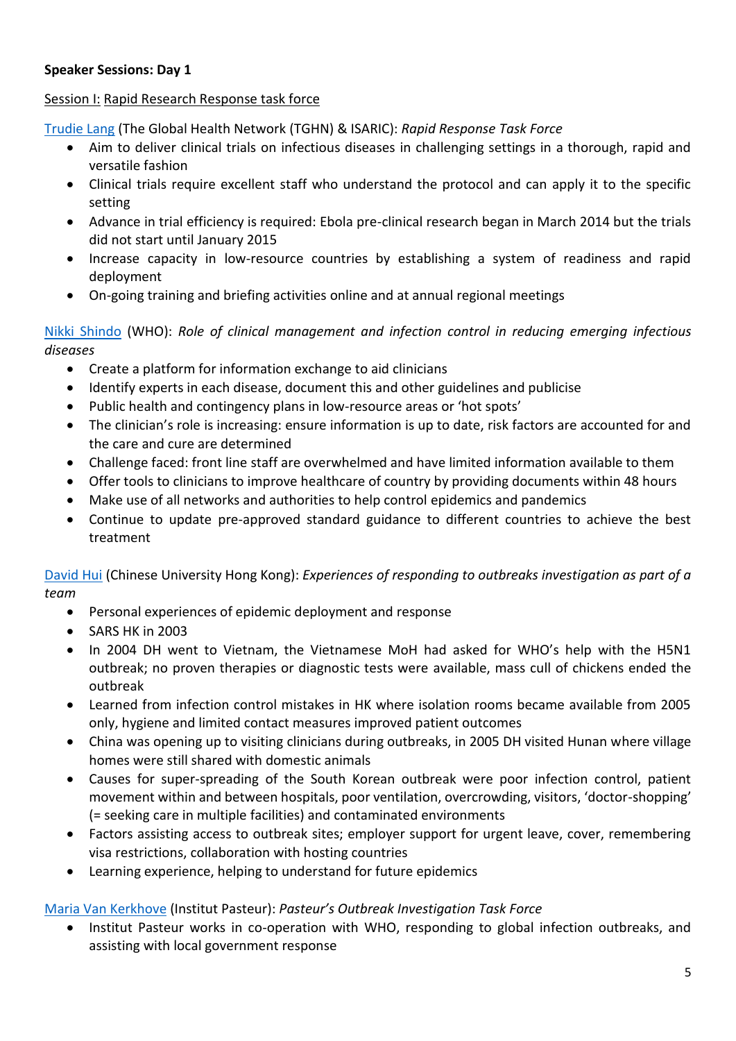**Speaker Sessions: Day 1**

Session I: Rapid Research Response task force

Trudie Lang (The Global Health Network (TGHN) & ISARIC): *Rapid Response Task Force*

- Aim to deliver clinical trials on infectious diseases in challenging settings in a thorough, rapid and versatile fashion
- Clinical trials require excellent staff who understand the protocol and can apply it to the specific setting
- Advance in trial efficiency is required: Ebola pre-clinical research began in March 2014 but the trials did not start until January 2015
- Increase capacity in low-resource countries by establishing a system of readiness and rapid deployment
- On-going training and briefing activities online and at annual regional meetings

Nikki Shindo (WHO): *Role of clinical management and infection control in reducing emerging infectious diseases*

- Create a platform for information exchange to aid clinicians
- Identify experts in each disease, document this and other guidelines and publicise
- Public health and contingency plans in low-resource areas or 'hot spots'
- The clinician's role is increasing: ensure information is up to date, risk factors are accounted for and the care and cure are determined
- Challenge faced: front line staff are overwhelmed and have limited information available to them
- Offer tools to clinicians to improve healthcare of country by providing documents within 48 hours
- Make use of all networks and authorities to help control epidemics and pandemics
- Continue to update pre-approved standard guidance to different countries to achieve the best treatment

David Hui (Chinese University Hong Kong): *Experiences of responding to outbreaks investigation as part of a team*

- Personal experiences of epidemic deployment and response
- SARS HK in 2003
- In 2004 DH went to Vietnam, the Vietnamese MoH had asked for WHO's help with the H5N1 outbreak; no proven therapies or diagnostic tests were available, mass cull of chickens ended the outbreak
- Learned from infection control mistakes in HK where isolation rooms became available from 2005 only, hygiene and limited contact measures improved patient outcomes
- China was opening up to visiting clinicians during outbreaks, in 2005 DH visited Hunan where village homes were still shared with domestic animals
- Causes for super-spreading of the South Korean outbreak were poor infection control, patient movement within and between hospitals, poor ventilation, overcrowding, visitors, 'doctor-shopping' (= seeking care in multiple facilities) and contaminated environments
- Factors assisting access to outbreak sites; employer support for urgent leave, cover, remembering visa restrictions, collaboration with hosting countries
- Learning experience, helping to understand for future epidemics

Maria Van Kerkhove (Institut Pasteur): *Pasteur's Outbreak Investigation Task Force*

- Institut Pasteur works in co-operation with WHO, responding to global infection outbreaks, and assisting with local government response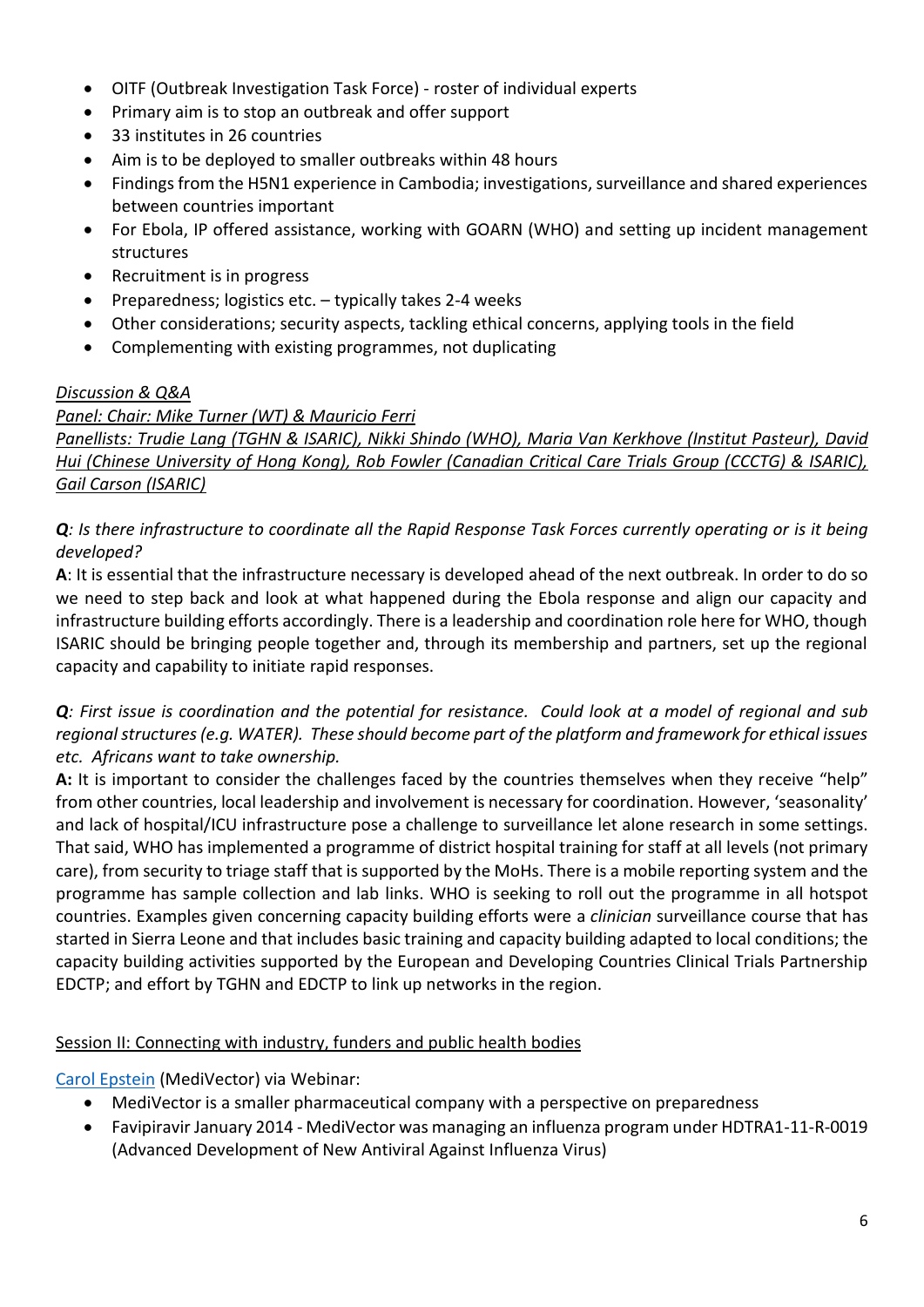- OITF (Outbreak Investigation Task Force) - roster of individual experts
- Primary aim is to stop an outbreak and offer support
- 33 institutes in 26 countries
- Aim is to be deployed to smaller outbreaks within 48 hours
- Findings from the H5N1 experience in Cambodia; investigations, surveillance and shared experiences between countries important
- For Ebola, IP offered assistance, working with GOARN (WHO) and setting up incident management structures
- Recruitment is in progress
- Preparedness; logistics etc. – typically takes 2-4 weeks
- Other considerations; security aspects, tackling ethical concerns, applying tools in the field
- Complementing with existing programmes, not duplicating

*Discussion & Q&A*

*Panel: Chair: Mike Turner (WT) & Mauricio Ferri*

*Panellists: Trudie Lang (TGHN & ISARIC), Nikki Shindo (WHO), Maria Van Kerkhove (Institut Pasteur), David Hui (Chinese University of Hong Kong), Rob Fowler (Canadian Critical Care Trials Group (CCCTG) & ISARIC), Gail Carson (ISARIC)*

***Q**: Is there infrastructure to coordinate all the Rapid Response Task Forces currently operating or is it being developed?*

**A**: It is essential that the infrastructure necessary is developed ahead of the next outbreak. In order to do so we need to step back and look at what happened during the Ebola response and align our capacity and infrastructure building efforts accordingly. There is a leadership and coordination role here for WHO, though ISARIC should be bringing people together and, through its membership and partners, set up the regional capacity and capability to initiate rapid responses.

***Q**: First issue is coordination and the potential for resistance. Could look at a model of regional and sub regional structures (e.g. WATER). These should become part of the platform and framework for ethical issues etc. Africans want to take ownership.*

**A:** It is important to consider the challenges faced by the countries themselves when they receive "help" from other countries, local leadership and involvement is necessary for coordination. However, 'seasonality' and lack of hospital/ICU infrastructure pose a challenge to surveillance let alone research in some settings. That said, WHO has implemented a programme of district hospital training for staff at all levels (not primary care), from security to triage staff that is supported by the MoHs. There is a mobile reporting system and the programme has sample collection and lab links. WHO is seeking to roll out the programme in all hotspot countries. Examples given concerning capacity building efforts were a *clinician* surveillance course that has started in Sierra Leone and that includes basic training and capacity building adapted to local conditions; the capacity building activities supported by the European and Developing Countries Clinical Trials Partnership EDCTP; and effort by TGHN and EDCTP to link up networks in the region.

Session II: Connecting with industry, funders and public health bodies

Carol Epstein (MediVector) via Webinar:

- MediVector is a smaller pharmaceutical company with a perspective on preparedness
- Favipiravir January 2014 - MediVector was managing an influenza program under HDTRA1-11-R-0019 (Advanced Development of New Antiviral Against Influenza Virus)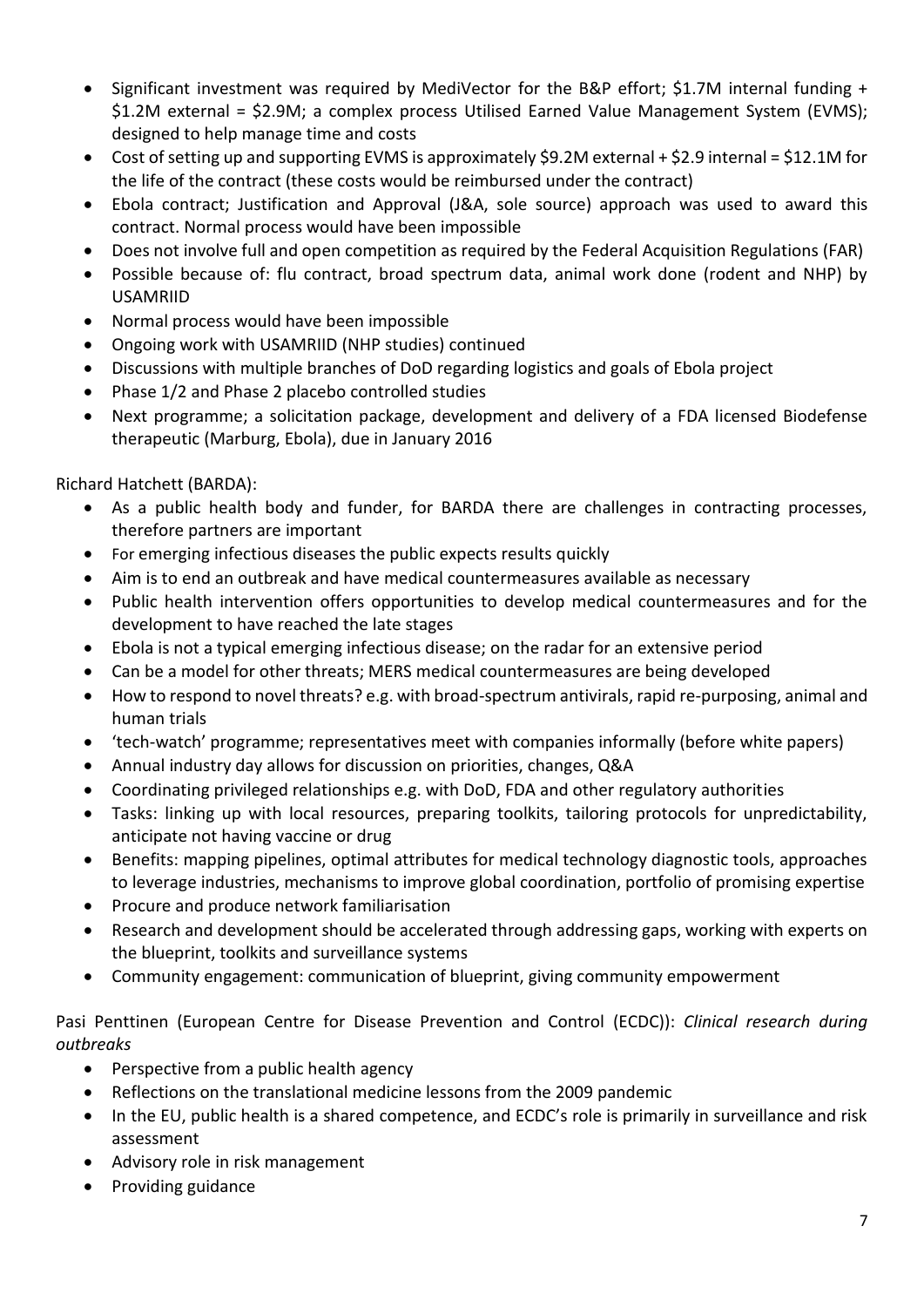- Significant investment was required by MediVector for the B&P effort; \$1.7M internal funding + \$1.2M external = \$2.9M; a complex process Utilised Earned Value Management System (EVMS); designed to help manage time and costs
- Cost of setting up and supporting EVMS is approximately \$9.2M external + \$2.9 internal = \$12.1M for the life of the contract (these costs would be reimbursed under the contract)
- Ebola contract; Justification and Approval (J&A, sole source) approach was used to award this contract. Normal process would have been impossible
- Does not involve full and open competition as required by the Federal Acquisition Regulations (FAR)
- Possible because of: flu contract, broad spectrum data, animal work done (rodent and NHP) by USAMRIID
- Normal process would have been impossible
- Ongoing work with USAMRIID (NHP studies) continued
- Discussions with multiple branches of DoD regarding logistics and goals of Ebola project
- Phase 1/2 and Phase 2 placebo controlled studies
- Next programme; a solicitation package, development and delivery of a FDA licensed Biodefense therapeutic (Marburg, Ebola), due in January 2016

Richard Hatchett (BARDA):

- As a public health body and funder, for BARDA there are challenges in contracting processes, therefore partners are important
- For emerging infectious diseases the public expects results quickly
- Aim is to end an outbreak and have medical countermeasures available as necessary
- Public health intervention offers opportunities to develop medical countermeasures and for the development to have reached the late stages
- Ebola is not a typical emerging infectious disease; on the radar for an extensive period
- Can be a model for other threats; MERS medical countermeasures are being developed
- How to respond to novel threats? e.g. with broad-spectrum antivirals, rapid re-purposing, animal and human trials
- 'tech-watch' programme; representatives meet with companies informally (before white papers)
- Annual industry day allows for discussion on priorities, changes, Q&A
- Coordinating privileged relationships e.g. with DoD, FDA and other regulatory authorities
- Tasks: linking up with local resources, preparing toolkits, tailoring protocols for unpredictability, anticipate not having vaccine or drug
- Benefits: mapping pipelines, optimal attributes for medical technology diagnostic tools, approaches to leverage industries, mechanisms to improve global coordination, portfolio of promising expertise
- Procure and produce network familiarisation
- Research and development should be accelerated through addressing gaps, working with experts on the blueprint, toolkits and surveillance systems
- Community engagement: communication of blueprint, giving community empowerment

Pasi Penttinen (European Centre for Disease Prevention and Control (ECDC)): *Clinical research during outbreaks*

- Perspective from a public health agency
- Reflections on the translational medicine lessons from the 2009 pandemic
- In the EU, public health is a shared competence, and ECDC's role is primarily in surveillance and risk assessment
- Advisory role in risk management
- Providing guidance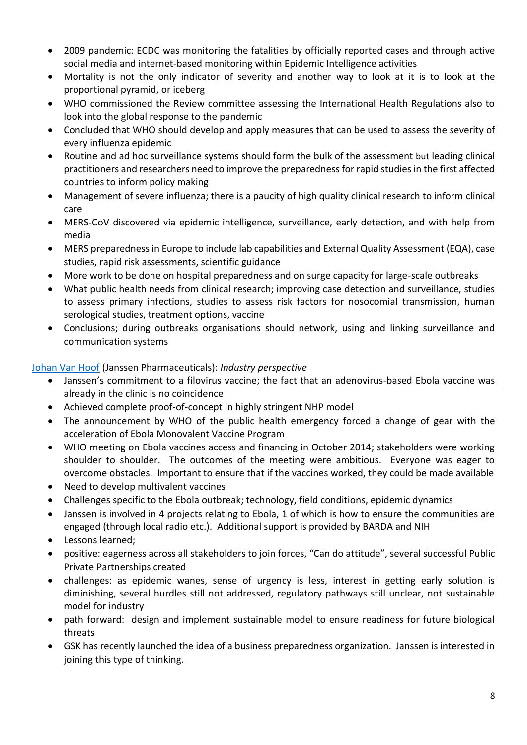- 2009 pandemic: ECDC was monitoring the fatalities by officially reported cases and through active social media and internet-based monitoring within Epidemic Intelligence activities
- Mortality is not the only indicator of severity and another way to look at it is to look at the proportional pyramid, or iceberg
- WHO commissioned the Review committee assessing the International Health Regulations also to look into the global response to the pandemic
- Concluded that WHO should develop and apply measures that can be used to assess the severity of every influenza epidemic
- Routine and ad hoc surveillance systems should form the bulk of the assessment but leading clinical practitioners and researchers need to improve the preparedness for rapid studies in the first affected countries to inform policy making
- Management of severe influenza; there is a paucity of high quality clinical research to inform clinical care
- MERS-CoV discovered via epidemic intelligence, surveillance, early detection, and with help from media
- MERS preparedness in Europe to include lab capabilities and External Quality Assessment (EQA), case studies, rapid risk assessments, scientific guidance
- More work to be done on hospital preparedness and on surge capacity for large-scale outbreaks
- What public health needs from clinical research; improving case detection and surveillance, studies to assess primary infections, studies to assess risk factors for nosocomial transmission, human serological studies, treatment options, vaccine
- Conclusions; during outbreaks organisations should network, using and linking surveillance and communication systems

Johan Van Hoof (Janssen Pharmaceuticals): *Industry perspective*

- Janssen's commitment to a filovirus vaccine; the fact that an adenovirus-based Ebola vaccine was already in the clinic is no coincidence
- Achieved complete proof-of-concept in highly stringent NHP model
- The announcement by WHO of the public health emergency forced a change of gear with the acceleration of Ebola Monovalent Vaccine Program
- WHO meeting on Ebola vaccines access and financing in October 2014; stakeholders were working shoulder to shoulder. The outcomes of the meeting were ambitious. Everyone was eager to overcome obstacles. Important to ensure that if the vaccines worked, they could be made available
- Need to develop multivalent vaccines
- Challenges specific to the Ebola outbreak; technology, field conditions, epidemic dynamics
- Janssen is involved in 4 projects relating to Ebola, 1 of which is how to ensure the communities are engaged (through local radio etc.). Additional support is provided by BARDA and NIH
- Lessons learned;
- positive: eagerness across all stakeholders to join forces, "Can do attitude", several successful Public Private Partnerships created
- challenges: as epidemic wanes, sense of urgency is less, interest in getting early solution is diminishing, several hurdles still not addressed, regulatory pathways still unclear, not sustainable model for industry
- path forward: design and implement sustainable model to ensure readiness for future biological threats
- GSK has recently launched the idea of a business preparedness organization. Janssen is interested in joining this type of thinking.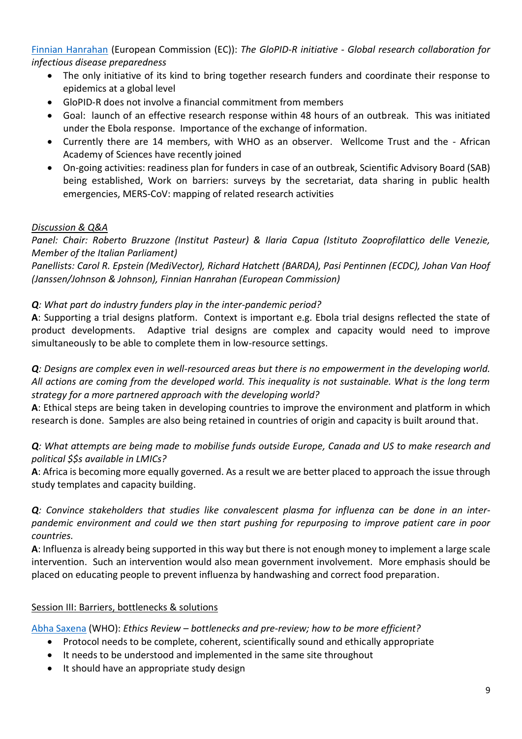Finnian Hanrahan (European Commission (EC)): *The GloPID-R initiative - Global research collaboration for infectious disease preparedness*

- The only initiative of its kind to bring together research funders and coordinate their response to epidemics at a global level
- GloPID-R does not involve a financial commitment from members
- Goal: launch of an effective research response within 48 hours of an outbreak. This was initiated under the Ebola response. Importance of the exchange of information.
- Currently there are 14 members, with WHO as an observer. Wellcome Trust and the - African Academy of Sciences have recently joined
- On-going activities: readiness plan for funders in case of an outbreak, Scientific Advisory Board (SAB) being established, Work on barriers: surveys by the secretariat, data sharing in public health emergencies, MERS-CoV: mapping of related research activities

*Discussion & Q&A*

*Panel: Chair: Roberto Bruzzone (Institut Pasteur) & Ilaria Capua (Istituto Zooprofilattico delle Venezie, Member of the Italian Parliament)*

*Panellists: Carol R. Epstein (MediVector), Richard Hatchett (BARDA), Pasi Pentinnen (ECDC), Johan Van Hoof (Janssen/Johnson & Johnson), Finnian Hanrahan (European Commission)*

***Q****: What part do industry funders play in the inter-pandemic period?*

**A**: Supporting a trial designs platform. Context is important e.g. Ebola trial designs reflected the state of product developments. Adaptive trial designs are complex and capacity would need to improve simultaneously to be able to complete them in low-resource settings.

***Q****: Designs are complex even in well-resourced areas but there is no empowerment in the developing world. All actions are coming from the developed world. This inequality is not sustainable. What is the long term strategy for a more partnered approach with the developing world?*

**A**: Ethical steps are being taken in developing countries to improve the environment and platform in which research is done. Samples are also being retained in countries of origin and capacity is built around that.

***Q****: What attempts are being made to mobilise funds outside Europe, Canada and US to make research and political $$s available in LMICs?*

**A**: Africa is becoming more equally governed. As a result we are better placed to approach the issue through study templates and capacity building.

***Q****: Convince stakeholders that studies like convalescent plasma for influenza can be done in an inter-pandemic environment and could we then start pushing for repurposing to improve patient care in poor countries.*

**A**: Influenza is already being supported in this way but there is not enough money to implement a large scale intervention. Such an intervention would also mean government involvement. More emphasis should be placed on educating people to prevent influenza by handwashing and correct food preparation.

## Session III: Barriers, bottlenecks & solutions

Abha Saxena (WHO): *Ethics Review – bottlenecks and pre-review; how to be more efficient?*

- Protocol needs to be complete, coherent, scientifically sound and ethically appropriate
- It needs to be understood and implemented in the same site throughout
- It should have an appropriate study design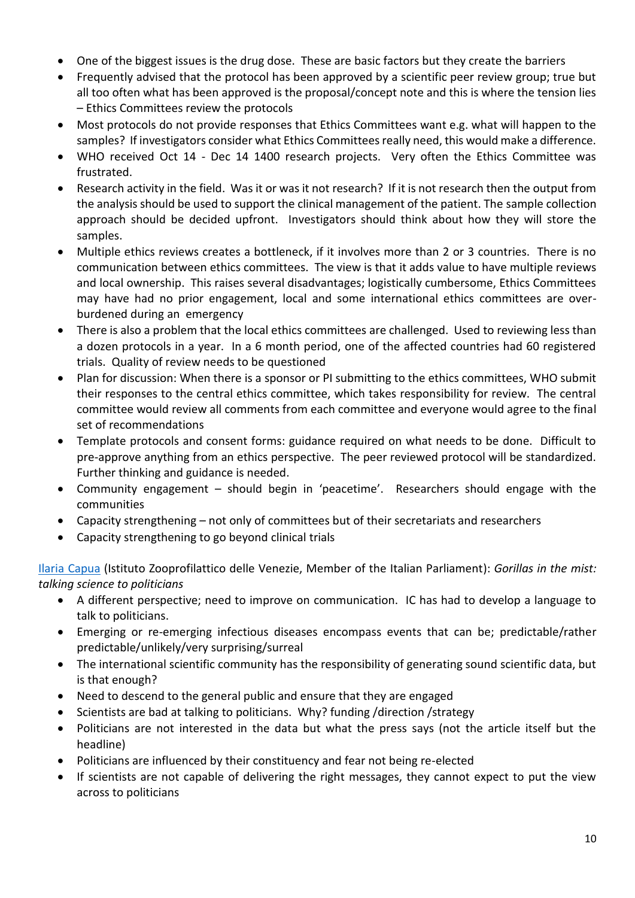- One of the biggest issues is the drug dose. These are basic factors but they create the barriers
- Frequently advised that the protocol has been approved by a scientific peer review group; true but all too often what has been approved is the proposal/concept note and this is where the tension lies – Ethics Committees review the protocols
- Most protocols do not provide responses that Ethics Committees want e.g. what will happen to the samples? If investigators consider what Ethics Committees really need, this would make a difference.
- WHO received Oct 14 - Dec 14 1400 research projects. Very often the Ethics Committee was frustrated.
- Research activity in the field. Was it or was it not research? If it is not research then the output from the analysis should be used to support the clinical management of the patient. The sample collection approach should be decided upfront. Investigators should think about how they will store the samples.
- Multiple ethics reviews creates a bottleneck, if it involves more than 2 or 3 countries. There is no communication between ethics committees. The view is that it adds value to have multiple reviews and local ownership. This raises several disadvantages; logistically cumbersome, Ethics Committees may have had no prior engagement, local and some international ethics committees are over-burdened during an emergency
- There is also a problem that the local ethics committees are challenged. Used to reviewing less than a dozen protocols in a year. In a 6 month period, one of the affected countries had 60 registered trials. Quality of review needs to be questioned
- Plan for discussion: When there is a sponsor or PI submitting to the ethics committees, WHO submit their responses to the central ethics committee, which takes responsibility for review. The central committee would review all comments from each committee and everyone would agree to the final set of recommendations
- Template protocols and consent forms: guidance required on what needs to be done. Difficult to pre-approve anything from an ethics perspective. The peer reviewed protocol will be standardized. Further thinking and guidance is needed.
- Community engagement – should begin in 'peacetime'. Researchers should engage with the communities
- Capacity strengthening – not only of committees but of their secretariats and researchers
- Capacity strengthening to go beyond clinical trials

Ilaria Capua (Istituto Zooprofilattico delle Venezie, Member of the Italian Parliament): *Gorillas in the mist: talking science to politicians*

- A different perspective; need to improve on communication. IC has had to develop a language to talk to politicians.
- Emerging or re-emerging infectious diseases encompass events that can be; predictable/rather predictable/unlikely/very surprising/surreal
- The international scientific community has the responsibility of generating sound scientific data, but is that enough?
- Need to descend to the general public and ensure that they are engaged
- Scientists are bad at talking to politicians. Why? funding /direction /strategy
- Politicians are not interested in the data but what the press says (not the article itself but the headline)
- Politicians are influenced by their constituency and fear not being re-elected
- If scientists are not capable of delivering the right messages, they cannot expect to put the view across to politicians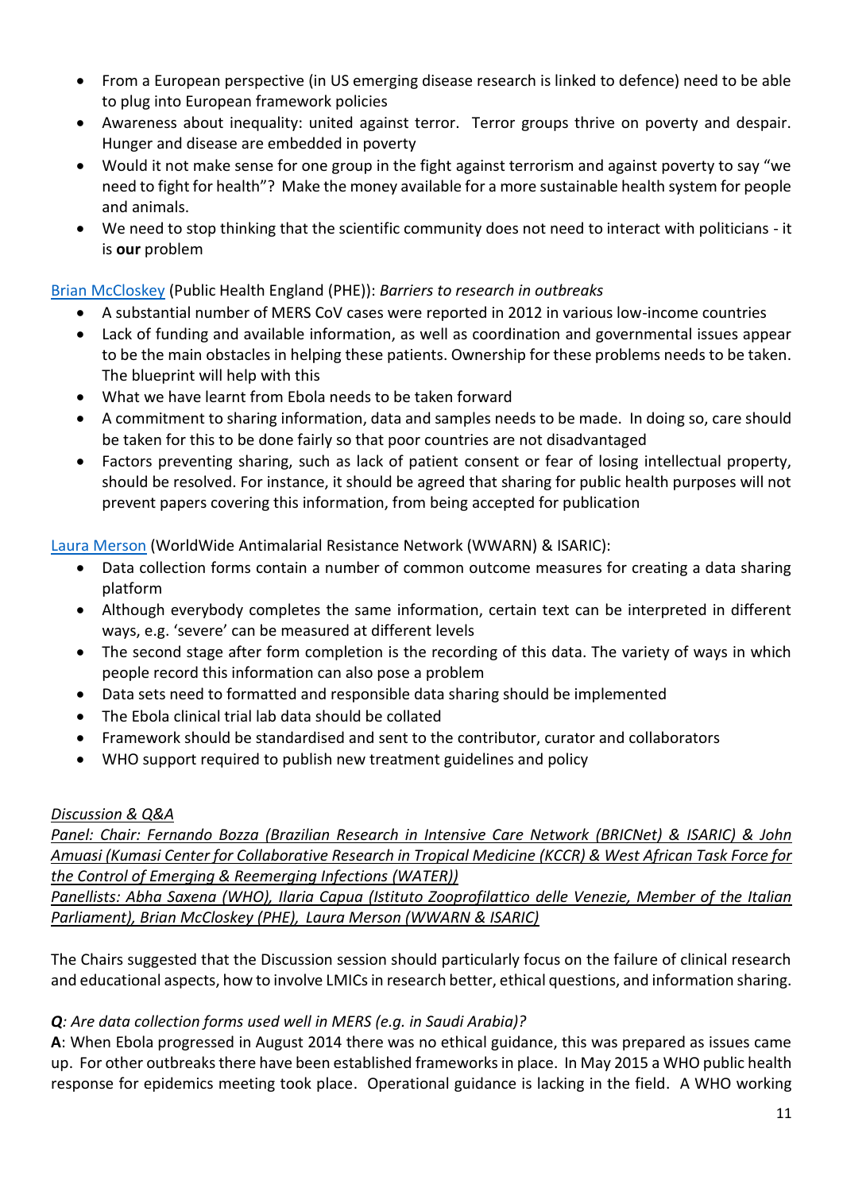- From a European perspective (in US emerging disease research is linked to defence) need to be able to plug into European framework policies
- Awareness about inequality: united against terror. Terror groups thrive on poverty and despair. Hunger and disease are embedded in poverty
- Would it not make sense for one group in the fight against terrorism and against poverty to say "we need to fight for health"? Make the money available for a more sustainable health system for people and animals.
- We need to stop thinking that the scientific community does not need to interact with politicians - it is **our** problem

Brian McCloskey (Public Health England (PHE)): *Barriers to research in outbreaks*

- A substantial number of MERS CoV cases were reported in 2012 in various low-income countries
- Lack of funding and available information, as well as coordination and governmental issues appear to be the main obstacles in helping these patients. Ownership for these problems needs to be taken. The blueprint will help with this
- What we have learnt from Ebola needs to be taken forward
- A commitment to sharing information, data and samples needs to be made. In doing so, care should be taken for this to be done fairly so that poor countries are not disadvantaged
- Factors preventing sharing, such as lack of patient consent or fear of losing intellectual property, should be resolved. For instance, it should be agreed that sharing for public health purposes will not prevent papers covering this information, from being accepted for publication

Laura Merson (WorldWide Antimalarial Resistance Network (WWARN) & ISARIC):

- Data collection forms contain a number of common outcome measures for creating a data sharing platform
- Although everybody completes the same information, certain text can be interpreted in different ways, e.g. 'severe' can be measured at different levels
- The second stage after form completion is the recording of this data. The variety of ways in which people record this information can also pose a problem
- Data sets need to formatted and responsible data sharing should be implemented
- The Ebola clinical trial lab data should be collated
- Framework should be standardised and sent to the contributor, curator and collaborators
- WHO support required to publish new treatment guidelines and policy

*Discussion & Q&A*

*Panel: Chair: Fernando Bozza (Brazilian Research in Intensive Care Network (BRICNet) & ISARIC) & John Amuasi (Kumasi Center for Collaborative Research in Tropical Medicine (KCCR) & West African Task Force for the Control of Emerging & Reemerging Infections (WATER))*

*Panellists: Abha Saxena (WHO), Ilaria Capua (Istituto Zooprofilattico delle Venezie, Member of the Italian Parliament), Brian McCloskey (PHE), Laura Merson (WWARN & ISARIC)*

The Chairs suggested that the Discussion session should particularly focus on the failure of clinical research and educational aspects, how to involve LMICs in research better, ethical questions, and information sharing.

***Q****: Are data collection forms used well in MERS (e.g. in Saudi Arabia)?*

**A**: When Ebola progressed in August 2014 there was no ethical guidance, this was prepared as issues came up. For other outbreaks there have been established frameworks in place. In May 2015 a WHO public health response for epidemics meeting took place. Operational guidance is lacking in the field. A WHO working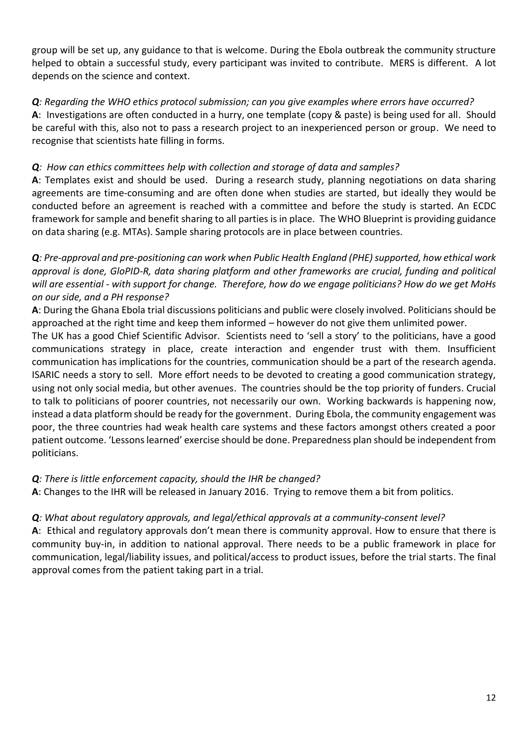group will be set up, any guidance to that is welcome. During the Ebola outbreak the community structure helped to obtain a successful study, every participant was invited to contribute. MERS is different. A lot depends on the science and context.

***Q**: Regarding the WHO ethics protocol submission; can you give examples where errors have occurred?*
**A**: Investigations are often conducted in a hurry, one template (copy & paste) is being used for all. Should be careful with this, also not to pass a research project to an inexperienced person or group. We need to recognise that scientists hate filling in forms.

***Q**: How can ethics committees help with collection and storage of data and samples?*
**A**: Templates exist and should be used. During a research study, planning negotiations on data sharing agreements are time-consuming and are often done when studies are started, but ideally they would be conducted before an agreement is reached with a committee and before the study is started. An ECDC framework for sample and benefit sharing to all parties is in place. The WHO Blueprint is providing guidance on data sharing (e.g. MTAs). Sample sharing protocols are in place between countries.

***Q**: Pre-approval and pre-positioning can work when Public Health England (PHE) supported, how ethical work approval is done, GloPID-R, data sharing platform and other frameworks are crucial, funding and political will are essential - with support for change. Therefore, how do we engage politicians? How do we get MoHs on our side, and a PH response?*
**A**: During the Ghana Ebola trial discussions politicians and public were closely involved. Politicians should be approached at the right time and keep them informed – however do not give them unlimited power.
The UK has a good Chief Scientific Advisor. Scientists need to 'sell a story' to the politicians, have a good communications strategy in place, create interaction and engender trust with them. Insufficient communication has implications for the countries, communication should be a part of the research agenda. ISARIC needs a story to sell. More effort needs to be devoted to creating a good communication strategy, using not only social media, but other avenues. The countries should be the top priority of funders. Crucial to talk to politicians of poorer countries, not necessarily our own. Working backwards is happening now, instead a data platform should be ready for the government. During Ebola, the community engagement was poor, the three countries had weak health care systems and these factors amongst others created a poor patient outcome. 'Lessons learned' exercise should be done. Preparedness plan should be independent from politicians.

***Q**: There is little enforcement capacity, should the IHR be changed?*
**A**: Changes to the IHR will be released in January 2016. Trying to remove them a bit from politics.

***Q**: What about regulatory approvals, and legal/ethical approvals at a community-consent level?*
**A**: Ethical and regulatory approvals don't mean there is community approval. How to ensure that there is community buy-in, in addition to national approval. There needs to be a public framework in place for communication, legal/liability issues, and political/access to product issues, before the trial starts. The final approval comes from the patient taking part in a trial.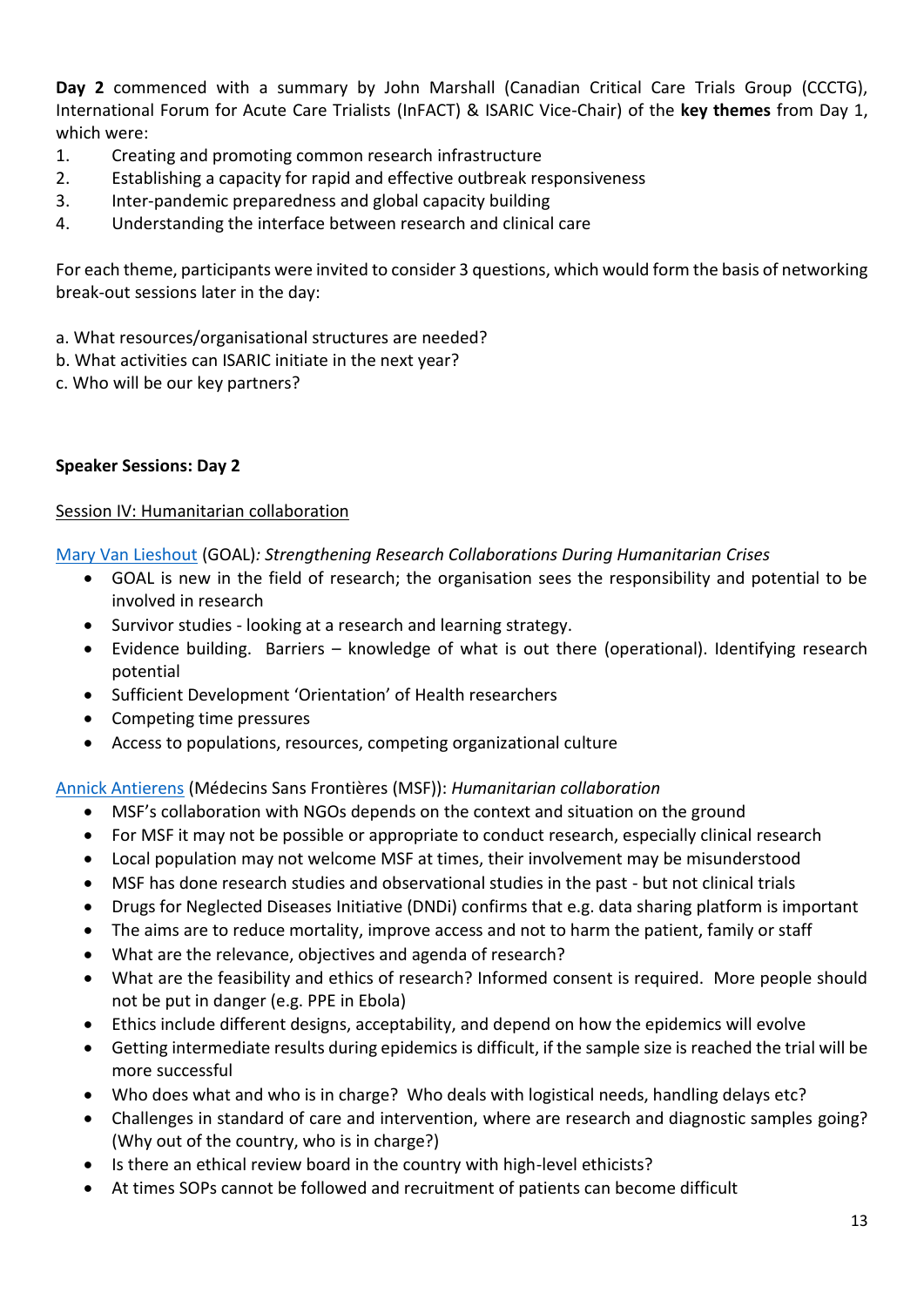**Day 2** commenced with a summary by John Marshall (Canadian Critical Care Trials Group (CCCTG), International Forum for Acute Care Trialists (InFACT) & ISARIC Vice-Chair) of the **key themes** from Day 1, which were:

1. Creating and promoting common research infrastructure
2. Establishing a capacity for rapid and effective outbreak responsiveness
3. Inter-pandemic preparedness and global capacity building
4. Understanding the interface between research and clinical care

For each theme, participants were invited to consider 3 questions, which would form the basis of networking break-out sessions later in the day:

a. What resources/organisational structures are needed?
b. What activities can ISARIC initiate in the next year?
c. Who will be our key partners?

**Speaker Sessions: Day 2**

<u>Session IV: Humanitarian collaboration</u>

Mary Van Lieshout (GOAL)*: Strengthening Research Collaborations During Humanitarian Crises*

- GOAL is new in the field of research; the organisation sees the responsibility and potential to be involved in research
- Survivor studies - looking at a research and learning strategy.
- Evidence building. Barriers – knowledge of what is out there (operational). Identifying research potential
- Sufficient Development 'Orientation' of Health researchers
- Competing time pressures
- Access to populations, resources, competing organizational culture

Annick Antierens (Médecins Sans Frontières (MSF)): *Humanitarian collaboration*

- MSF's collaboration with NGOs depends on the context and situation on the ground
- For MSF it may not be possible or appropriate to conduct research, especially clinical research
- Local population may not welcome MSF at times, their involvement may be misunderstood
- MSF has done research studies and observational studies in the past - but not clinical trials
- Drugs for Neglected Diseases Initiative (DNDi) confirms that e.g. data sharing platform is important
- The aims are to reduce mortality, improve access and not to harm the patient, family or staff
- What are the relevance, objectives and agenda of research?
- What are the feasibility and ethics of research? Informed consent is required. More people should not be put in danger (e.g. PPE in Ebola)
- Ethics include different designs, acceptability, and depend on how the epidemics will evolve
- Getting intermediate results during epidemics is difficult, if the sample size is reached the trial will be more successful
- Who does what and who is in charge? Who deals with logistical needs, handling delays etc?
- Challenges in standard of care and intervention, where are research and diagnostic samples going? (Why out of the country, who is in charge?)
- Is there an ethical review board in the country with high-level ethicists?
- At times SOPs cannot be followed and recruitment of patients can become difficult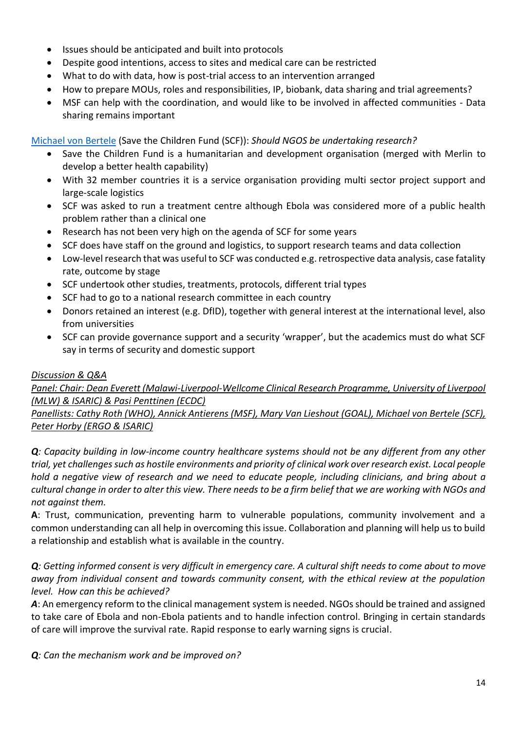- Issues should be anticipated and built into protocols
- Despite good intentions, access to sites and medical care can be restricted
- What to do with data, how is post-trial access to an intervention arranged
- How to prepare MOUs, roles and responsibilities, IP, biobank, data sharing and trial agreements?
- MSF can help with the coordination, and would like to be involved in affected communities - Data sharing remains important

Michael von Bertele (Save the Children Fund (SCF)): *Should NGOS be undertaking research?*

- Save the Children Fund is a humanitarian and development organisation (merged with Merlin to develop a better health capability)
- With 32 member countries it is a service organisation providing multi sector project support and large-scale logistics
- SCF was asked to run a treatment centre although Ebola was considered more of a public health problem rather than a clinical one
- Research has not been very high on the agenda of SCF for some years
- SCF does have staff on the ground and logistics, to support research teams and data collection
- Low-level research that was useful to SCF was conducted e.g. retrospective data analysis, case fatality rate, outcome by stage
- SCF undertook other studies, treatments, protocols, different trial types
- SCF had to go to a national research committee in each country
- Donors retained an interest (e.g. DfID), together with general interest at the international level, also from universities
- SCF can provide governance support and a security 'wrapper', but the academics must do what SCF say in terms of security and domestic support

*Discussion & Q&A*

*Panel: Chair: Dean Everett (Malawi-Liverpool-Wellcome Clinical Research Programme, University of Liverpool (MLW) & ISARIC) & Pasi Penttinen (ECDC)*

*Panellists: Cathy Roth (WHO), Annick Antierens (MSF), Mary Van Lieshout (GOAL), Michael von Bertele (SCF), Peter Horby (ERGO & ISARIC)*

***Q**: Capacity building in low-income country healthcare systems should not be any different from any other trial, yet challenges such as hostile environments and priority of clinical work over research exist. Local people hold a negative view of research and we need to educate people, including clinicians, and bring about a cultural change in order to alter this view. There needs to be a firm belief that we are working with NGOs and not against them.*

**A**: Trust, communication, preventing harm to vulnerable populations, community involvement and a common understanding can all help in overcoming this issue. Collaboration and planning will help us to build a relationship and establish what is available in the country.

***Q**: Getting informed consent is very difficult in emergency care. A cultural shift needs to come about to move away from individual consent and towards community consent, with the ethical review at the population level. How can this be achieved?*

***A***: An emergency reform to the clinical management system is needed. NGOs should be trained and assigned to take care of Ebola and non-Ebola patients and to handle infection control. Bringing in certain standards of care will improve the survival rate. Rapid response to early warning signs is crucial.

***Q**: Can the mechanism work and be improved on?*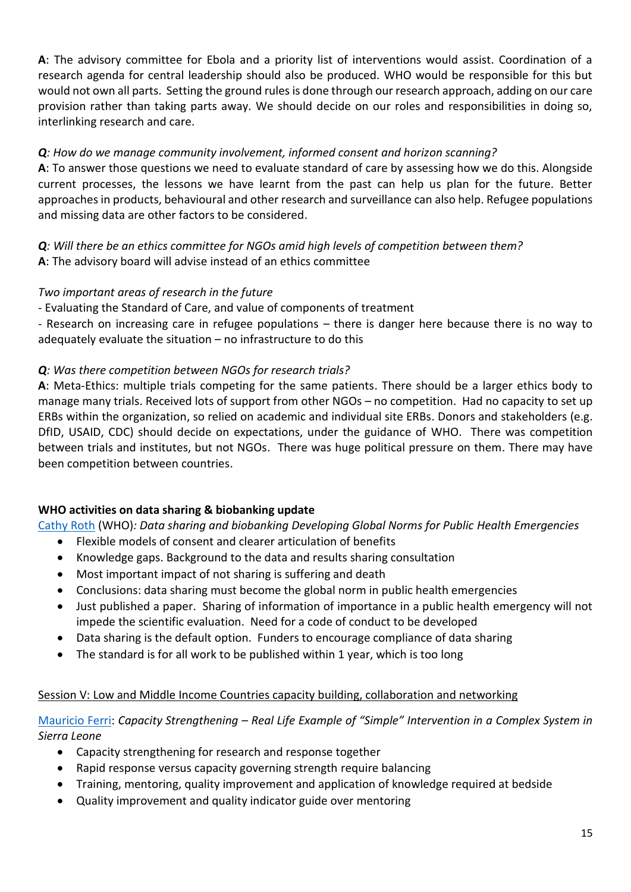**A**: The advisory committee for Ebola and a priority list of interventions would assist. Coordination of a research agenda for central leadership should also be produced. WHO would be responsible for this but would not own all parts. Setting the ground rules is done through our research approach, adding on our care provision rather than taking parts away. We should decide on our roles and responsibilities in doing so, interlinking research and care.

***Q****: How do we manage community involvement, informed consent and horizon scanning?*
**A**: To answer those questions we need to evaluate standard of care by assessing how we do this. Alongside current processes, the lessons we have learnt from the past can help us plan for the future. Better approaches in products, behavioural and other research and surveillance can also help. Refugee populations and missing data are other factors to be considered.

***Q****: Will there be an ethics committee for NGOs amid high levels of competition between them?*
**A**: The advisory board will advise instead of an ethics committee

*Two important areas of research in the future*
- Evaluating the Standard of Care, and value of components of treatment
- Research on increasing care in refugee populations – there is danger here because there is no way to adequately evaluate the situation – no infrastructure to do this

***Q****: Was there competition between NGOs for research trials?*
**A**: Meta-Ethics: multiple trials competing for the same patients. There should be a larger ethics body to manage many trials. Received lots of support from other NGOs – no competition. Had no capacity to set up ERBs within the organization, so relied on academic and individual site ERBs. Donors and stakeholders (e.g. DfID, USAID, CDC) should decide on expectations, under the guidance of WHO. There was competition between trials and institutes, but not NGOs. There was huge political pressure on them. There may have been competition between countries.

**WHO activities on data sharing & biobanking update**

Cathy Roth (WHO)*: Data sharing and biobanking Developing Global Norms for Public Health Emergencies*

- Flexible models of consent and clearer articulation of benefits
- Knowledge gaps. Background to the data and results sharing consultation
- Most important impact of not sharing is suffering and death
- Conclusions: data sharing must become the global norm in public health emergencies
- Just published a paper. Sharing of information of importance in a public health emergency will not impede the scientific evaluation. Need for a code of conduct to be developed
- Data sharing is the default option. Funders to encourage compliance of data sharing
- The standard is for all work to be published within 1 year, which is too long

Session V: Low and Middle Income Countries capacity building, collaboration and networking

Mauricio Ferri: *Capacity Strengthening – Real Life Example of "Simple" Intervention in a Complex System in Sierra Leone*

- Capacity strengthening for research and response together
- Rapid response versus capacity governing strength require balancing
- Training, mentoring, quality improvement and application of knowledge required at bedside
- Quality improvement and quality indicator guide over mentoring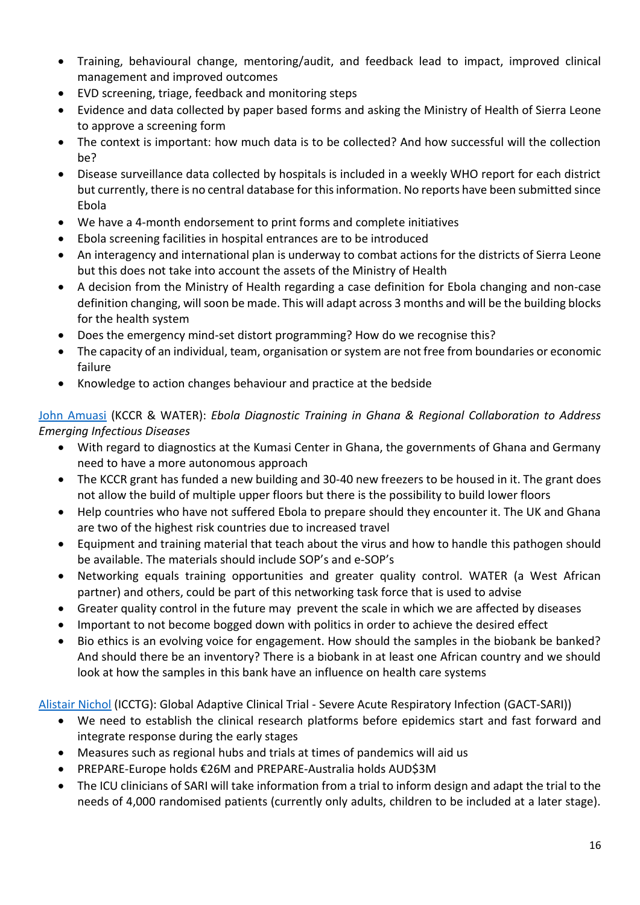- Training, behavioural change, mentoring/audit, and feedback lead to impact, improved clinical management and improved outcomes
- EVD screening, triage, feedback and monitoring steps
- Evidence and data collected by paper based forms and asking the Ministry of Health of Sierra Leone to approve a screening form
- The context is important: how much data is to be collected? And how successful will the collection be?
- Disease surveillance data collected by hospitals is included in a weekly WHO report for each district but currently, there is no central database for this information. No reports have been submitted since Ebola
- We have a 4-month endorsement to print forms and complete initiatives
- Ebola screening facilities in hospital entrances are to be introduced
- An interagency and international plan is underway to combat actions for the districts of Sierra Leone but this does not take into account the assets of the Ministry of Health
- A decision from the Ministry of Health regarding a case definition for Ebola changing and non-case definition changing, will soon be made. This will adapt across 3 months and will be the building blocks for the health system
- Does the emergency mind-set distort programming? How do we recognise this?
- The capacity of an individual, team, organisation or system are not free from boundaries or economic failure
- Knowledge to action changes behaviour and practice at the bedside

John Amuasi (KCCR & WATER): *Ebola Diagnostic Training in Ghana & Regional Collaboration to Address Emerging Infectious Diseases*

- With regard to diagnostics at the Kumasi Center in Ghana, the governments of Ghana and Germany need to have a more autonomous approach
- The KCCR grant has funded a new building and 30-40 new freezers to be housed in it. The grant does not allow the build of multiple upper floors but there is the possibility to build lower floors
- Help countries who have not suffered Ebola to prepare should they encounter it. The UK and Ghana are two of the highest risk countries due to increased travel
- Equipment and training material that teach about the virus and how to handle this pathogen should be available. The materials should include SOP's and e-SOP's
- Networking equals training opportunities and greater quality control. WATER (a West African partner) and others, could be part of this networking task force that is used to advise
- Greater quality control in the future may prevent the scale in which we are affected by diseases
- Important to not become bogged down with politics in order to achieve the desired effect
- Bio ethics is an evolving voice for engagement. How should the samples in the biobank be banked? And should there be an inventory? There is a biobank in at least one African country and we should look at how the samples in this bank have an influence on health care systems

Alistair Nichol (ICCTG): Global Adaptive Clinical Trial - Severe Acute Respiratory Infection (GACT-SARI))

- We need to establish the clinical research platforms before epidemics start and fast forward and integrate response during the early stages
- Measures such as regional hubs and trials at times of pandemics will aid us
- PREPARE-Europe holds €26M and PREPARE-Australia holds AUD$3M
- The ICU clinicians of SARI will take information from a trial to inform design and adapt the trial to the needs of 4,000 randomised patients (currently only adults, children to be included at a later stage).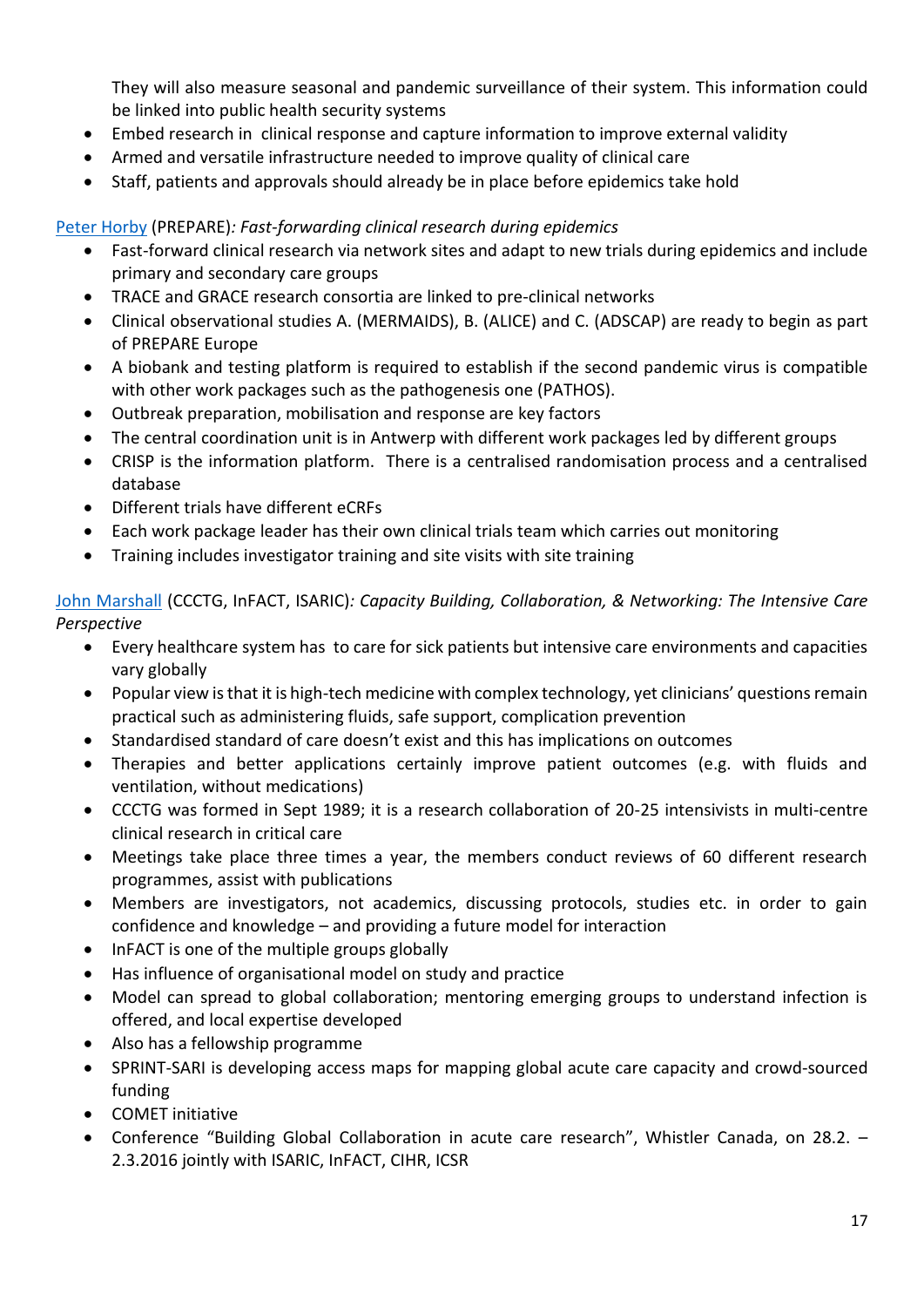They will also measure seasonal and pandemic surveillance of their system. This information could be linked into public health security systems

- Embed research in clinical response and capture information to improve external validity
- Armed and versatile infrastructure needed to improve quality of clinical care
- Staff, patients and approvals should already be in place before epidemics take hold

[Peter Horby](#) (PREPARE)*: Fast-forwarding clinical research during epidemics*

- Fast-forward clinical research via network sites and adapt to new trials during epidemics and include primary and secondary care groups
- TRACE and GRACE research consortia are linked to pre-clinical networks
- Clinical observational studies A. (MERMAIDS), B. (ALICE) and C. (ADSCAP) are ready to begin as part of PREPARE Europe
- A biobank and testing platform is required to establish if the second pandemic virus is compatible with other work packages such as the pathogenesis one (PATHOS).
- Outbreak preparation, mobilisation and response are key factors
- The central coordination unit is in Antwerp with different work packages led by different groups
- CRISP is the information platform. There is a centralised randomisation process and a centralised database
- Different trials have different eCRFs
- Each work package leader has their own clinical trials team which carries out monitoring
- Training includes investigator training and site visits with site training

[John Marshall](#) (CCCTG, InFACT, ISARIC)*: Capacity Building, Collaboration, & Networking: The Intensive Care Perspective*

- Every healthcare system has to care for sick patients but intensive care environments and capacities vary globally
- Popular view is that it is high-tech medicine with complex technology, yet clinicians' questions remain practical such as administering fluids, safe support, complication prevention
- Standardised standard of care doesn't exist and this has implications on outcomes
- Therapies and better applications certainly improve patient outcomes (e.g. with fluids and ventilation, without medications)
- CCCTG was formed in Sept 1989; it is a research collaboration of 20-25 intensivists in multi-centre clinical research in critical care
- Meetings take place three times a year, the members conduct reviews of 60 different research programmes, assist with publications
- Members are investigators, not academics, discussing protocols, studies etc. in order to gain confidence and knowledge – and providing a future model for interaction
- InFACT is one of the multiple groups globally
- Has influence of organisational model on study and practice
- Model can spread to global collaboration; mentoring emerging groups to understand infection is offered, and local expertise developed
- Also has a fellowship programme
- SPRINT-SARI is developing access maps for mapping global acute care capacity and crowd-sourced funding
- COMET initiative
- Conference "Building Global Collaboration in acute care research", Whistler Canada, on 28.2. – 2.3.2016 jointly with ISARIC, InFACT, CIHR, ICSR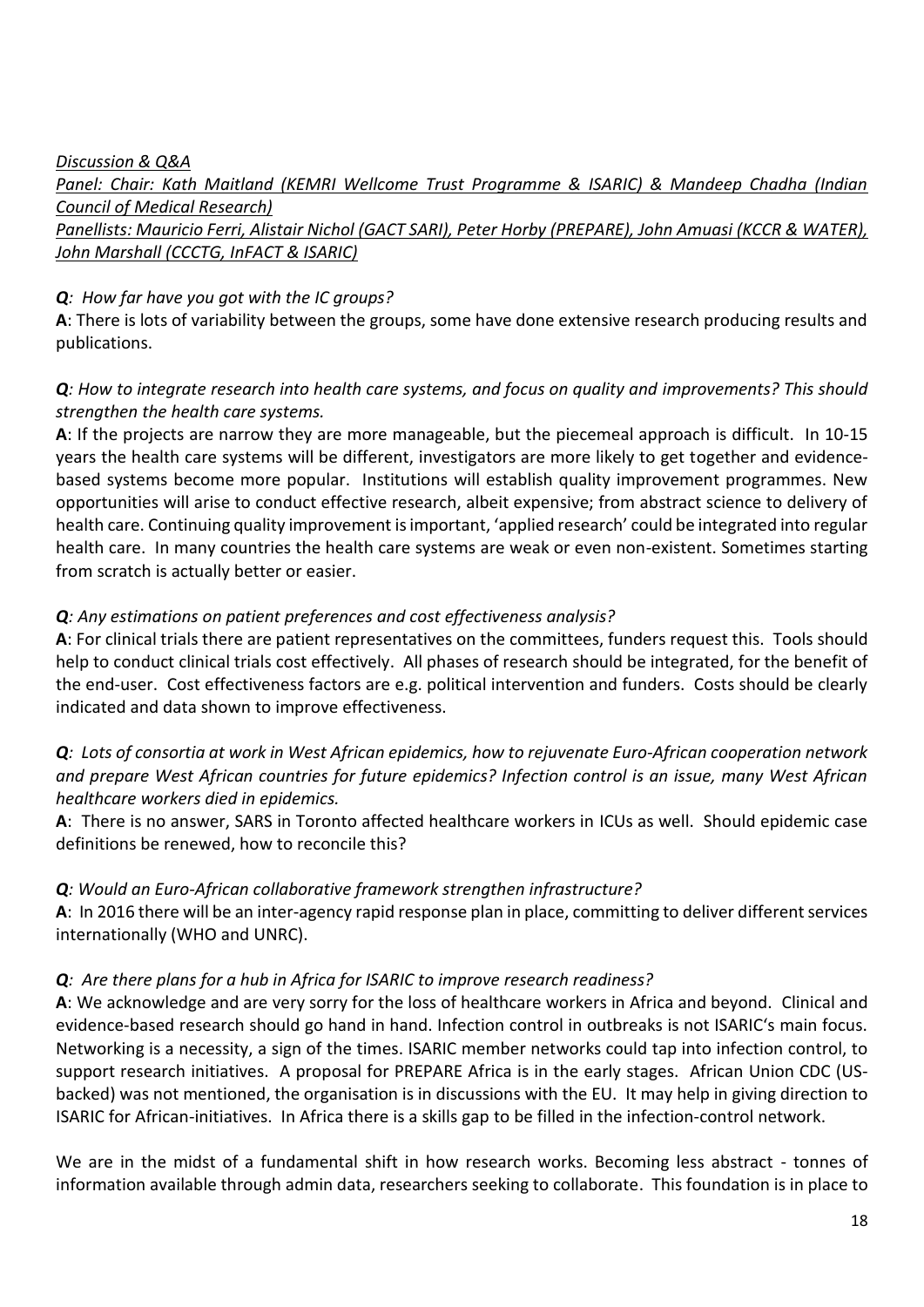*Discussion & Q&A*

*Panel: Chair: Kath Maitland (KEMRI Wellcome Trust Programme & ISARIC) & Mandeep Chadha (Indian Council of Medical Research)*

*Panellists: Mauricio Ferri, Alistair Nichol (GACT SARI), Peter Horby (PREPARE), John Amuasi (KCCR & WATER), John Marshall (CCCTG, InFACT & ISARIC)*

***Q****: How far have you got with the IC groups?*

**A**: There is lots of variability between the groups, some have done extensive research producing results and publications.

***Q****: How to integrate research into health care systems, and focus on quality and improvements? This should strengthen the health care systems.*

**A**: If the projects are narrow they are more manageable, but the piecemeal approach is difficult. In 10-15 years the health care systems will be different, investigators are more likely to get together and evidence-based systems become more popular. Institutions will establish quality improvement programmes. New opportunities will arise to conduct effective research, albeit expensive; from abstract science to delivery of health care. Continuing quality improvement is important, 'applied research' could be integrated into regular health care. In many countries the health care systems are weak or even non-existent. Sometimes starting from scratch is actually better or easier.

***Q****: Any estimations on patient preferences and cost effectiveness analysis?*

**A**: For clinical trials there are patient representatives on the committees, funders request this. Tools should help to conduct clinical trials cost effectively. All phases of research should be integrated, for the benefit of the end-user. Cost effectiveness factors are e.g. political intervention and funders. Costs should be clearly indicated and data shown to improve effectiveness.

***Q****: Lots of consortia at work in West African epidemics, how to rejuvenate Euro-African cooperation network and prepare West African countries for future epidemics? Infection control is an issue, many West African healthcare workers died in epidemics.*

**A**: There is no answer, SARS in Toronto affected healthcare workers in ICUs as well. Should epidemic case definitions be renewed, how to reconcile this?

***Q****: Would an Euro-African collaborative framework strengthen infrastructure?*

**A**: In 2016 there will be an inter-agency rapid response plan in place, committing to deliver different services internationally (WHO and UNRC).

***Q****: Are there plans for a hub in Africa for ISARIC to improve research readiness?*

**A**: We acknowledge and are very sorry for the loss of healthcare workers in Africa and beyond. Clinical and evidence-based research should go hand in hand. Infection control in outbreaks is not ISARIC's main focus. Networking is a necessity, a sign of the times. ISARIC member networks could tap into infection control, to support research initiatives. A proposal for PREPARE Africa is in the early stages. African Union CDC (US-backed) was not mentioned, the organisation is in discussions with the EU. It may help in giving direction to ISARIC for African-initiatives. In Africa there is a skills gap to be filled in the infection-control network.

We are in the midst of a fundamental shift in how research works. Becoming less abstract - tonnes of information available through admin data, researchers seeking to collaborate. This foundation is in place to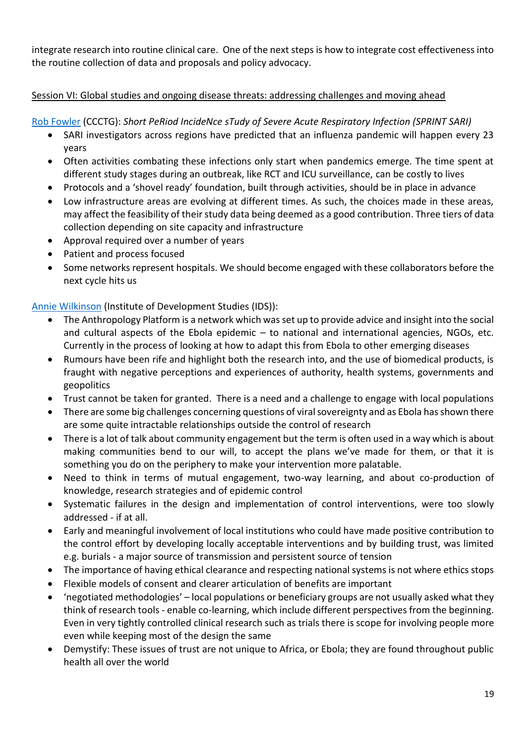integrate research into routine clinical care. One of the next steps is how to integrate cost effectiveness into the routine collection of data and proposals and policy advocacy.

Session VI: Global studies and ongoing disease threats: addressing challenges and moving ahead

Rob Fowler (CCCTG): *Short PeRiod IncideNce sTudy of Severe Acute Respiratory Infection (SPRINT SARI)*

- SARI investigators across regions have predicted that an influenza pandemic will happen every 23 years
- Often activities combating these infections only start when pandemics emerge. The time spent at different study stages during an outbreak, like RCT and ICU surveillance, can be costly to lives
- Protocols and a 'shovel ready' foundation, built through activities, should be in place in advance
- Low infrastructure areas are evolving at different times. As such, the choices made in these areas, may affect the feasibility of their study data being deemed as a good contribution. Three tiers of data collection depending on site capacity and infrastructure
- Approval required over a number of years
- Patient and process focused
- Some networks represent hospitals. We should become engaged with these collaborators before the next cycle hits us

Annie Wilkinson (Institute of Development Studies (IDS)):

- The Anthropology Platform is a network which was set up to provide advice and insight into the social and cultural aspects of the Ebola epidemic – to national and international agencies, NGOs, etc. Currently in the process of looking at how to adapt this from Ebola to other emerging diseases
- Rumours have been rife and highlight both the research into, and the use of biomedical products, is fraught with negative perceptions and experiences of authority, health systems, governments and geopolitics
- Trust cannot be taken for granted. There is a need and a challenge to engage with local populations
- There are some big challenges concerning questions of viral sovereignty and as Ebola has shown there are some quite intractable relationships outside the control of research
- There is a lot of talk about community engagement but the term is often used in a way which is about making communities bend to our will, to accept the plans we've made for them, or that it is something you do on the periphery to make your intervention more palatable.
- Need to think in terms of mutual engagement, two-way learning, and about co-production of knowledge, research strategies and of epidemic control
- Systematic failures in the design and implementation of control interventions, were too slowly addressed - if at all.
- Early and meaningful involvement of local institutions who could have made positive contribution to the control effort by developing locally acceptable interventions and by building trust, was limited e.g. burials - a major source of transmission and persistent source of tension
- The importance of having ethical clearance and respecting national systems is not where ethics stops
- Flexible models of consent and clearer articulation of benefits are important
- 'negotiated methodologies' – local populations or beneficiary groups are not usually asked what they think of research tools - enable co-learning, which include different perspectives from the beginning. Even in very tightly controlled clinical research such as trials there is scope for involving people more even while keeping most of the design the same
- Demystify: These issues of trust are not unique to Africa, or Ebola; they are found throughout public health all over the world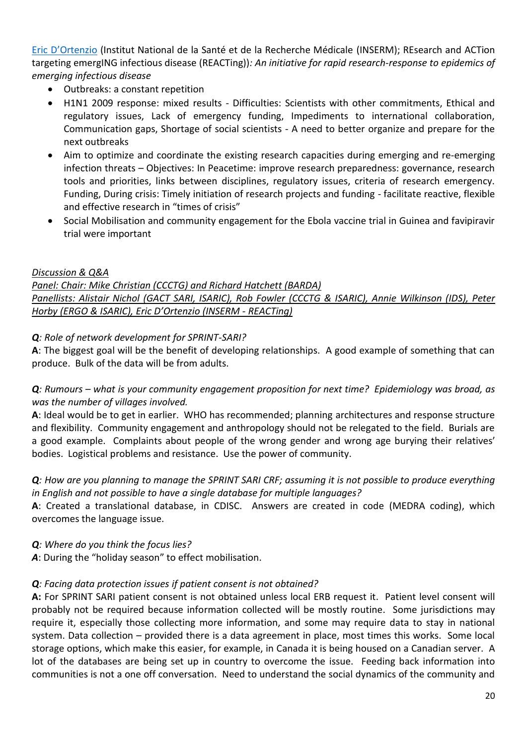[Eric D'Ortenzio] (Institut National de la Santé et de la Recherche Médicale (INSERM); REsearch and ACTion targeting emergING infectious disease (REACTing))*: An initiative for rapid research-response to epidemics of emerging infectious disease*

- Outbreaks: a constant repetition
- H1N1 2009 response: mixed results - Difficulties: Scientists with other commitments, Ethical and regulatory issues, Lack of emergency funding, Impediments to international collaboration, Communication gaps, Shortage of social scientists - A need to better organize and prepare for the next outbreaks
- Aim to optimize and coordinate the existing research capacities during emerging and re-emerging infection threats – Objectives: In Peacetime: improve research preparedness: governance, research tools and priorities, links between disciplines, regulatory issues, criteria of research emergency. Funding, During crisis: Timely initiation of research projects and funding - facilitate reactive, flexible and effective research in "times of crisis"
- Social Mobilisation and community engagement for the Ebola vaccine trial in Guinea and favipiravir trial were important

*Discussion & Q&A*

*Panel: Chair: Mike Christian (CCCTG) and Richard Hatchett (BARDA)*

*Panellists: Alistair Nichol (GACT SARI, ISARIC), Rob Fowler (CCCTG & ISARIC), Annie Wilkinson (IDS), Peter Horby (ERGO & ISARIC), Eric D'Ortenzio (INSERM - REACTing)*

***Q****: Role of network development for SPRINT-SARI?*

**A**: The biggest goal will be the benefit of developing relationships. A good example of something that can produce. Bulk of the data will be from adults.

***Q****: Rumours – what is your community engagement proposition for next time? Epidemiology was broad, as was the number of villages involved.*

**A**: Ideal would be to get in earlier. WHO has recommended; planning architectures and response structure and flexibility. Community engagement and anthropology should not be relegated to the field. Burials are a good example. Complaints about people of the wrong gender and wrong age burying their relatives' bodies. Logistical problems and resistance. Use the power of community.

***Q****: How are you planning to manage the SPRINT SARI CRF; assuming it is not possible to produce everything in English and not possible to have a single database for multiple languages?*

**A**: Created a translational database, in CDISC. Answers are created in code (MEDRA coding), which overcomes the language issue.

***Q****: Where do you think the focus lies?*

***A***: During the "holiday season" to effect mobilisation.

***Q****: Facing data protection issues if patient consent is not obtained?*

**A:** For SPRINT SARI patient consent is not obtained unless local ERB request it. Patient level consent will probably not be required because information collected will be mostly routine. Some jurisdictions may require it, especially those collecting more information, and some may require data to stay in national system. Data collection – provided there is a data agreement in place, most times this works. Some local storage options, which make this easier, for example, in Canada it is being housed on a Canadian server. A lot of the databases are being set up in country to overcome the issue. Feeding back information into communities is not a one off conversation. Need to understand the social dynamics of the community and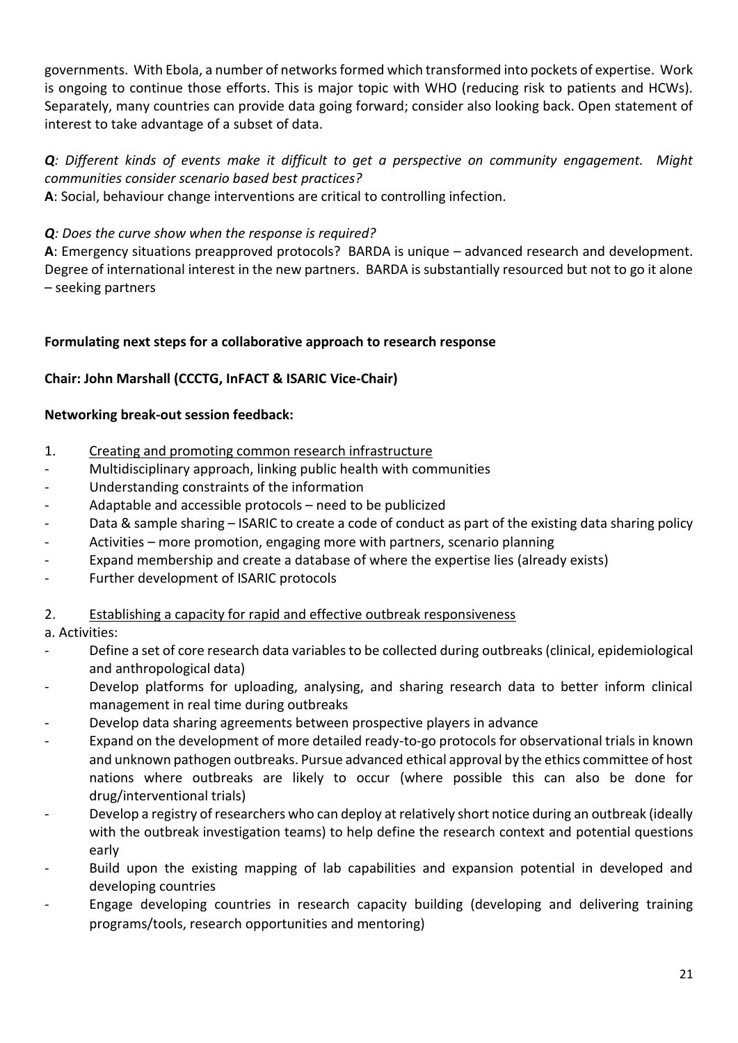governments. With Ebola, a number of networks formed which transformed into pockets of expertise. Work is ongoing to continue those efforts. This is major topic with WHO (reducing risk to patients and HCWs). Separately, many countries can provide data going forward; consider also looking back. Open statement of interest to take advantage of a subset of data.

***Q****: Different kinds of events make it difficult to get a perspective on community engagement. Might communities consider scenario based best practices?*

**A**: Social, behaviour change interventions are critical to controlling infection.

***Q****: Does the curve show when the response is required?*

**A**: Emergency situations preapproved protocols? BARDA is unique – advanced research and development. Degree of international interest in the new partners. BARDA is substantially resourced but not to go it alone – seeking partners

**Formulating next steps for a collaborative approach to research response**

**Chair: John Marshall (CCCTG, InFACT & ISARIC Vice-Chair)**

**Networking break-out session feedback:**

1. Creating and promoting common research infrastructure

- Multidisciplinary approach, linking public health with communities
- Understanding constraints of the information
- Adaptable and accessible protocols – need to be publicized
- Data & sample sharing – ISARIC to create a code of conduct as part of the existing data sharing policy
- Activities – more promotion, engaging more with partners, scenario planning
- Expand membership and create a database of where the expertise lies (already exists)
- Further development of ISARIC protocols

2. Establishing a capacity for rapid and effective outbreak responsiveness

a. Activities:

- Define a set of core research data variables to be collected during outbreaks (clinical, epidemiological and anthropological data)
- Develop platforms for uploading, analysing, and sharing research data to better inform clinical management in real time during outbreaks
- Develop data sharing agreements between prospective players in advance
- Expand on the development of more detailed ready-to-go protocols for observational trials in known and unknown pathogen outbreaks. Pursue advanced ethical approval by the ethics committee of host nations where outbreaks are likely to occur (where possible this can also be done for drug/interventional trials)
- Develop a registry of researchers who can deploy at relatively short notice during an outbreak (ideally with the outbreak investigation teams) to help define the research context and potential questions early
- Build upon the existing mapping of lab capabilities and expansion potential in developed and developing countries
- Engage developing countries in research capacity building (developing and delivering training programs/tools, research opportunities and mentoring)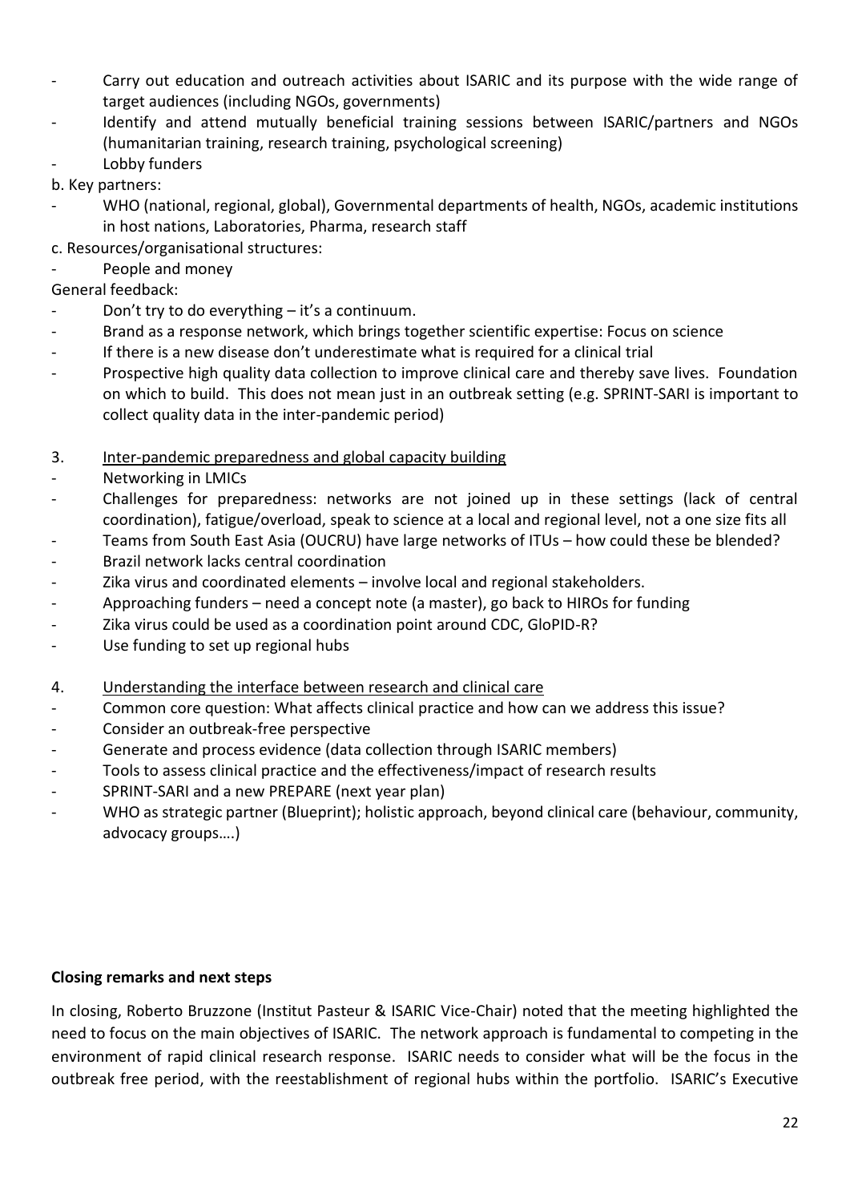- Carry out education and outreach activities about ISARIC and its purpose with the wide range of target audiences (including NGOs, governments)
- Identify and attend mutually beneficial training sessions between ISARIC/partners and NGOs (humanitarian training, research training, psychological screening)
- Lobby funders

b. Key partners:

- WHO (national, regional, global), Governmental departments of health, NGOs, academic institutions in host nations, Laboratories, Pharma, research staff

c. Resources/organisational structures:

- People and money

General feedback:

- Don't try to do everything – it's a continuum.
- Brand as a response network, which brings together scientific expertise: Focus on science
- If there is a new disease don't underestimate what is required for a clinical trial
- Prospective high quality data collection to improve clinical care and thereby save lives. Foundation on which to build. This does not mean just in an outbreak setting (e.g. SPRINT-SARI is important to collect quality data in the inter-pandemic period)

3. <u>Inter-pandemic preparedness and global capacity building</u>

- Networking in LMICs
- Challenges for preparedness: networks are not joined up in these settings (lack of central coordination), fatigue/overload, speak to science at a local and regional level, not a one size fits all
- Teams from South East Asia (OUCRU) have large networks of ITUs – how could these be blended?
- Brazil network lacks central coordination
- Zika virus and coordinated elements – involve local and regional stakeholders.
- Approaching funders – need a concept note (a master), go back to HIROs for funding
- Zika virus could be used as a coordination point around CDC, GloPID-R?
- Use funding to set up regional hubs

4. <u>Understanding the interface between research and clinical care</u>

- Common core question: What affects clinical practice and how can we address this issue?
- Consider an outbreak-free perspective
- Generate and process evidence (data collection through ISARIC members)
- Tools to assess clinical practice and the effectiveness/impact of research results
- SPRINT-SARI and a new PREPARE (next year plan)
- WHO as strategic partner (Blueprint); holistic approach, beyond clinical care (behaviour, community, advocacy groups….)

**Closing remarks and next steps**

In closing, Roberto Bruzzone (Institut Pasteur & ISARIC Vice-Chair) noted that the meeting highlighted the need to focus on the main objectives of ISARIC. The network approach is fundamental to competing in the environment of rapid clinical research response. ISARIC needs to consider what will be the focus in the outbreak free period, with the reestablishment of regional hubs within the portfolio. ISARIC's Executive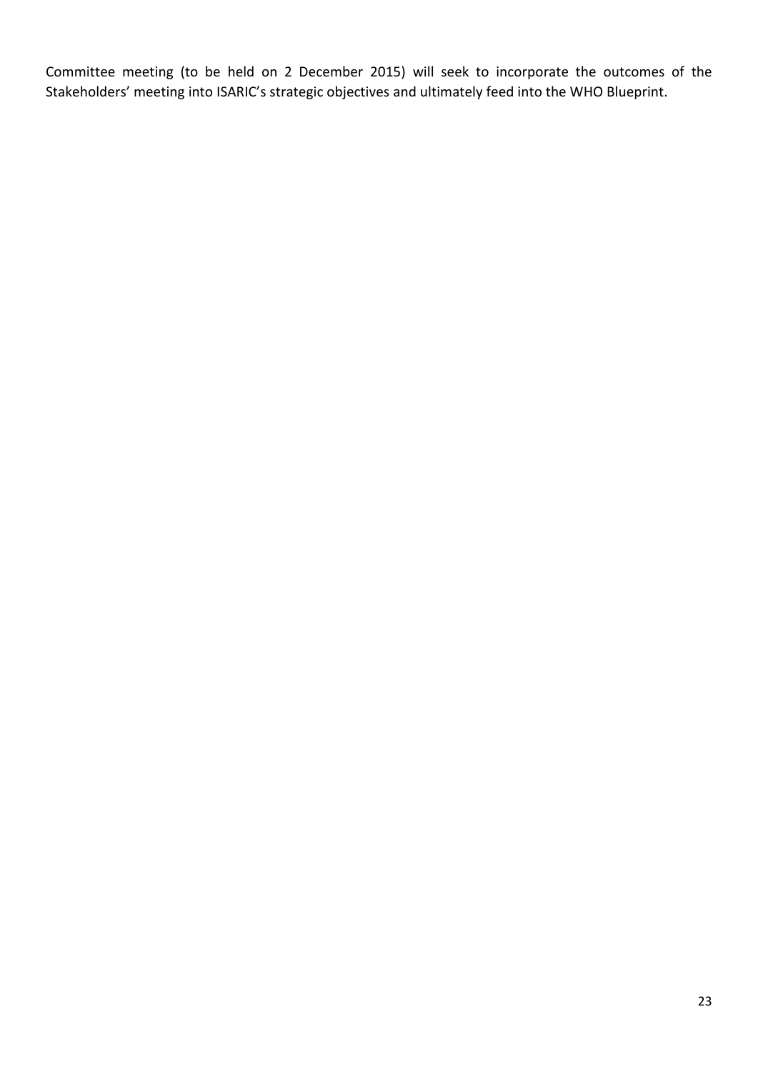Committee meeting (to be held on 2 December 2015) will seek to incorporate the outcomes of the Stakeholders' meeting into ISARIC's strategic objectives and ultimately feed into the WHO Blueprint.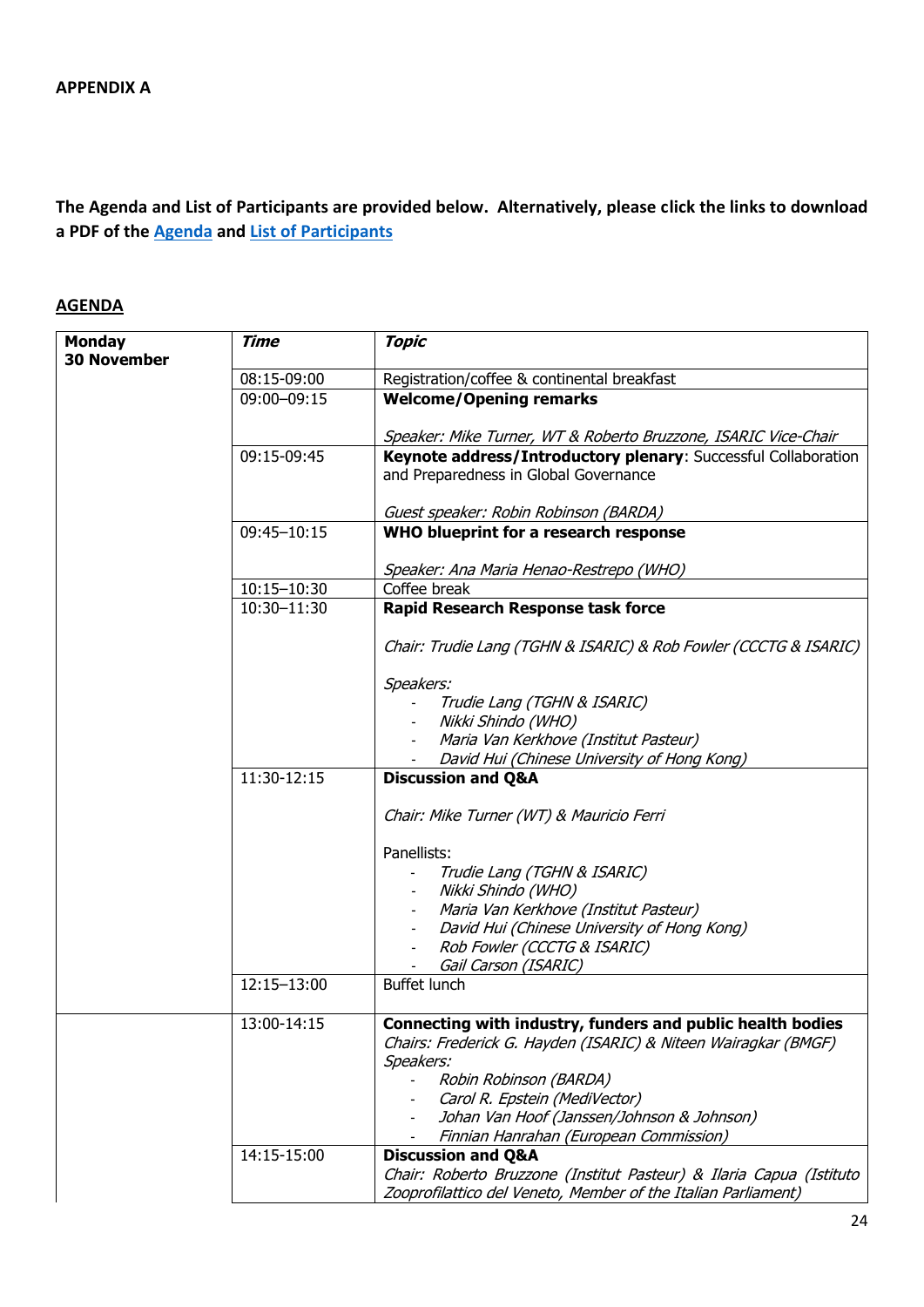**APPENDIX A**

**The Agenda and List of Participants are provided below. Alternatively, please click the links to download a PDF of the Agenda and List of Participants**

## AGENDA

| **Monday 30 November** | ***Time*** | ***Topic*** |
|---|---|---|
| | 08:15-09:00 | Registration/coffee & continental breakfast |
| | 09:00–09:15 | **Welcome/Opening remarks**<br><br>*Speaker: Mike Turner, WT & Roberto Bruzzone, ISARIC Vice-Chair* |
| | 09:15-09:45 | **Keynote address/Introductory plenary**: Successful Collaboration and Preparedness in Global Governance<br><br>*Guest speaker: Robin Robinson (BARDA)* |
| | 09:45–10:15 | **WHO blueprint for a research response**<br><br>*Speaker: Ana Maria Henao-Restrepo (WHO)* |
| | 10:15–10:30 | Coffee break |
| | 10:30–11:30 | **Rapid Research Response task force**<br><br>*Chair: Trudie Lang (TGHN & ISARIC) & Rob Fowler (CCCTG & ISARIC)*<br><br>*Speakers:*<br>- *Trudie Lang (TGHN & ISARIC)*<br>- *Nikki Shindo (WHO)*<br>- *Maria Van Kerkhove (Institut Pasteur)*<br>- *David Hui (Chinese University of Hong Kong)* |
| | 11:30-12:15 | **Discussion and Q&A**<br><br>*Chair: Mike Turner (WT) & Mauricio Ferri*<br><br>Panellists:<br>- *Trudie Lang (TGHN & ISARIC)*<br>- *Nikki Shindo (WHO)*<br>- *Maria Van Kerkhove (Institut Pasteur)*<br>- *David Hui (Chinese University of Hong Kong)*<br>- *Rob Fowler (CCCTG & ISARIC)*<br>- *Gail Carson (ISARIC)* |
| | 12:15–13:00 | Buffet lunch |
| | 13:00-14:15 | **Connecting with industry, funders and public health bodies**<br>*Chairs: Frederick G. Hayden (ISARIC) & Niteen Wairagkar (BMGF)*<br>*Speakers:*<br>- *Robin Robinson (BARDA)*<br>- *Carol R. Epstein (MediVector)*<br>- *Johan Van Hoof (Janssen/Johnson & Johnson)*<br>- *Finnian Hanrahan (European Commission)* |
| | 14:15-15:00 | **Discussion and Q&A**<br>*Chair: Roberto Bruzzone (Institut Pasteur) & Ilaria Capua (Istituto Zooprofilattico del Veneto, Member of the Italian Parliament)* |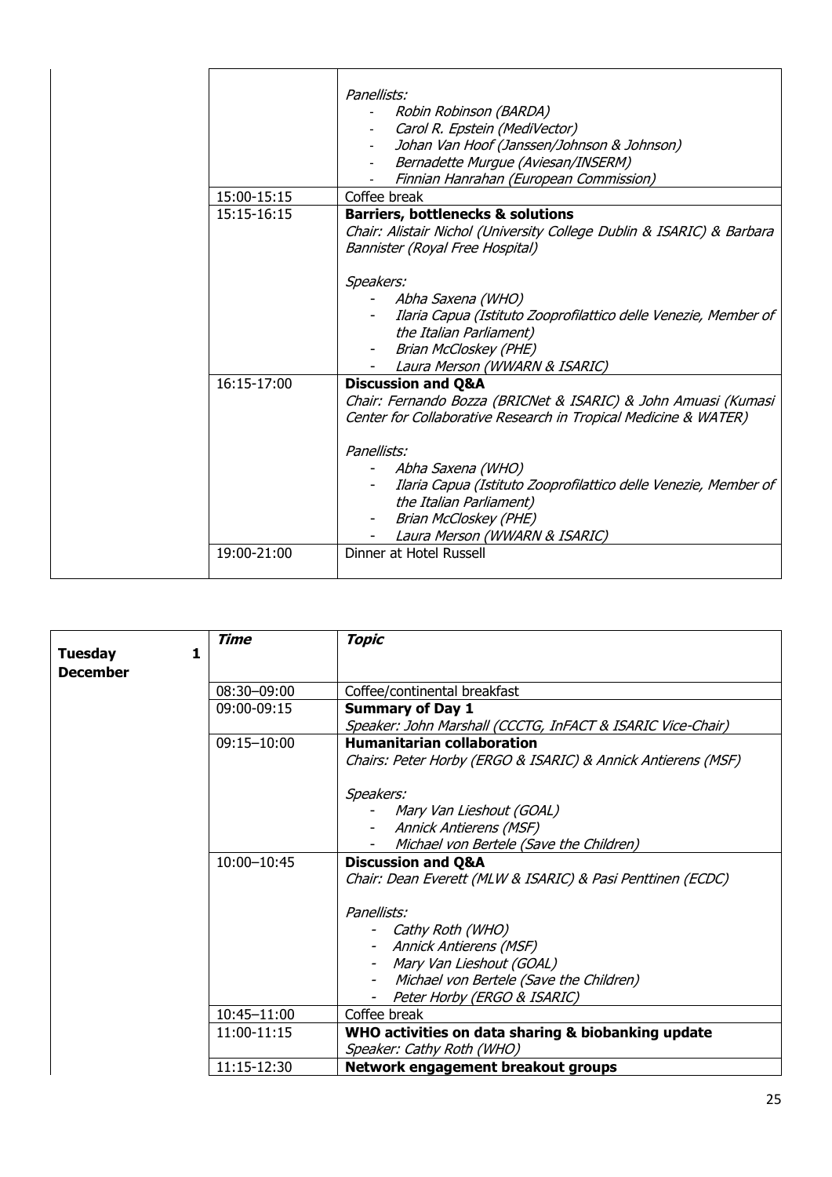| | | |
|---|---|---|
| | | *Panellists:*<br>- *Robin Robinson (BARDA)*<br>- *Carol R. Epstein (MediVector)*<br>- *Johan Van Hoof (Janssen/Johnson & Johnson)*<br>- *Bernadette Murgue (Aviesan/INSERM)*<br>- *Finnian Hanrahan (European Commission)* |
| | 15:00-15:15 | Coffee break |
| | 15:15-16:15 | **Barriers, bottlenecks & solutions**<br>*Chair: Alistair Nichol (University College Dublin & ISARIC) & Barbara Bannister (Royal Free Hospital)*<br><br>*Speakers:*<br>- *Abha Saxena (WHO)*<br>- *Ilaria Capua (Istituto Zooprofilattico delle Venezie, Member of the Italian Parliament)*<br>- *Brian McCloskey (PHE)*<br>- *Laura Merson (WWARN & ISARIC)* |
| | 16:15-17:00 | **Discussion and Q&A**<br>*Chair: Fernando Bozza (BRICNet & ISARIC) & John Amuasi (Kumasi Center for Collaborative Research in Tropical Medicine & WATER)*<br><br>*Panellists:*<br>- *Abha Saxena (WHO)*<br>- *Ilaria Capua (Istituto Zooprofilattico delle Venezie, Member of the Italian Parliament)*<br>- *Brian McCloskey (PHE)*<br>- *Laura Merson (WWARN & ISARIC)* |
| | 19:00-21:00 | Dinner at Hotel Russell |

| **Tuesday 1 December** | ***Time*** | ***Topic*** |
|---|---|---|
| | 08:30–09:00 | Coffee/continental breakfast |
| | 09:00-09:15 | **Summary of Day 1**<br>*Speaker: John Marshall (CCCTG, InFACT & ISARIC Vice-Chair)* |
| | 09:15–10:00 | **Humanitarian collaboration**<br>*Chairs: Peter Horby (ERGO & ISARIC) & Annick Antierens (MSF)*<br><br>*Speakers:*<br>- *Mary Van Lieshout (GOAL)*<br>- *Annick Antierens (MSF)*<br>- *Michael von Bertele (Save the Children)* |
| | 10:00–10:45 | **Discussion and Q&A**<br>*Chair: Dean Everett (MLW & ISARIC) & Pasi Penttinen (ECDC)*<br><br>*Panellists:*<br>- *Cathy Roth (WHO)*<br>- *Annick Antierens (MSF)*<br>- *Mary Van Lieshout (GOAL)*<br>- *Michael von Bertele (Save the Children)*<br>- *Peter Horby (ERGO & ISARIC)* |
| | 10:45–11:00 | Coffee break |
| | 11:00-11:15 | **WHO activities on data sharing & biobanking update**<br>*Speaker: Cathy Roth (WHO)* |
| | 11:15-12:30 | **Network engagement breakout groups** |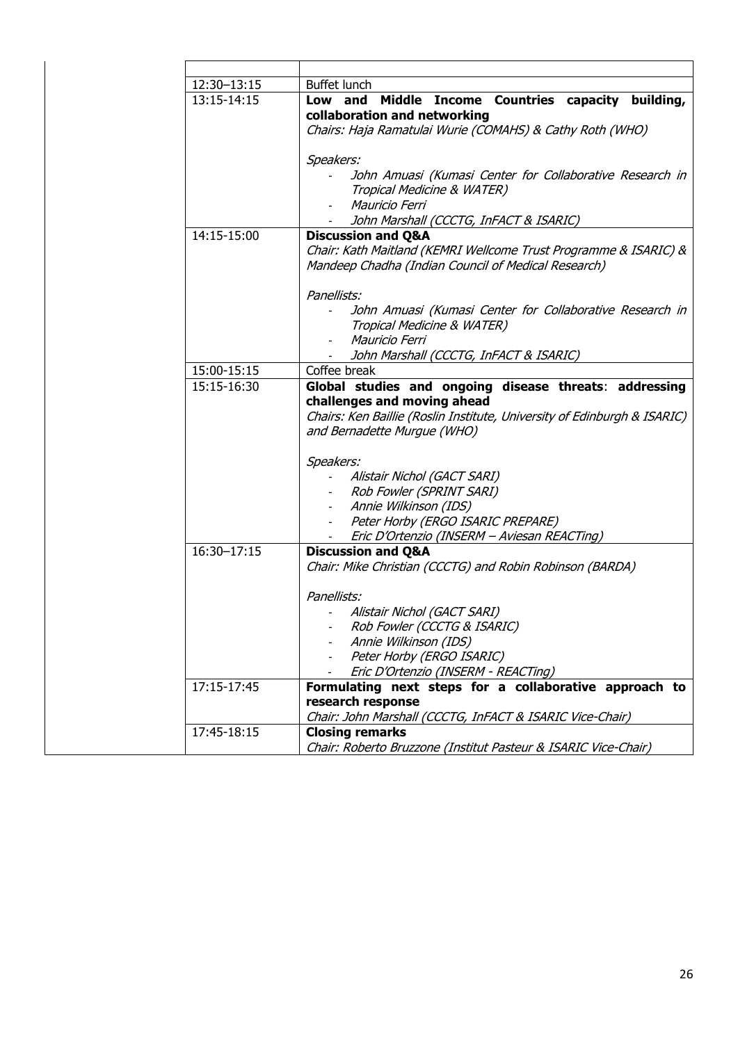| | |
|---|---|
| 12:30–13:15 | Buffet lunch |
| 13:15-14:15 | **Low and Middle Income Countries capacity building, collaboration and networking**<br>*Chairs: Haja Ramatulai Wurie (COMAHS) & Cathy Roth (WHO)*<br><br>*Speakers:*<br>- *John Amuasi (Kumasi Center for Collaborative Research in Tropical Medicine & WATER)*<br>- *Mauricio Ferri*<br>- *John Marshall (CCCTG, InFACT & ISARIC)* |
| 14:15-15:00 | **Discussion and Q&A**<br>*Chair: Kath Maitland (KEMRI Wellcome Trust Programme & ISARIC) & Mandeep Chadha (Indian Council of Medical Research)*<br><br>*Panellists:*<br>- *John Amuasi (Kumasi Center for Collaborative Research in Tropical Medicine & WATER)*<br>- *Mauricio Ferri*<br>- *John Marshall (CCCTG, InFACT & ISARIC)* |
| 15:00-15:15 | Coffee break |
| 15:15-16:30 | **Global studies and ongoing disease threats: addressing challenges and moving ahead**<br>*Chairs: Ken Baillie (Roslin Institute, University of Edinburgh & ISARIC) and Bernadette Murgue (WHO)*<br><br>*Speakers:*<br>- *Alistair Nichol (GACT SARI)*<br>- *Rob Fowler (SPRINT SARI)*<br>- *Annie Wilkinson (IDS)*<br>- *Peter Horby (ERGO ISARIC PREPARE)*<br>- *Eric D'Ortenzio (INSERM – Aviesan REACTing)* |
| 16:30–17:15 | **Discussion and Q&A**<br>*Chair: Mike Christian (CCCTG) and Robin Robinson (BARDA)*<br><br>*Panellists:*<br>- *Alistair Nichol (GACT SARI)*<br>- *Rob Fowler (CCCTG & ISARIC)*<br>- *Annie Wilkinson (IDS)*<br>- *Peter Horby (ERGO ISARIC)*<br>- *Eric D'Ortenzio (INSERM - REACTing)* |
| 17:15-17:45 | **Formulating next steps for a collaborative approach to research response**<br>*Chair: John Marshall (CCCTG, InFACT & ISARIC Vice-Chair)* |
| 17:45-18:15 | **Closing remarks**<br>*Chair: Roberto Bruzzone (Institut Pasteur & ISARIC Vice-Chair)* |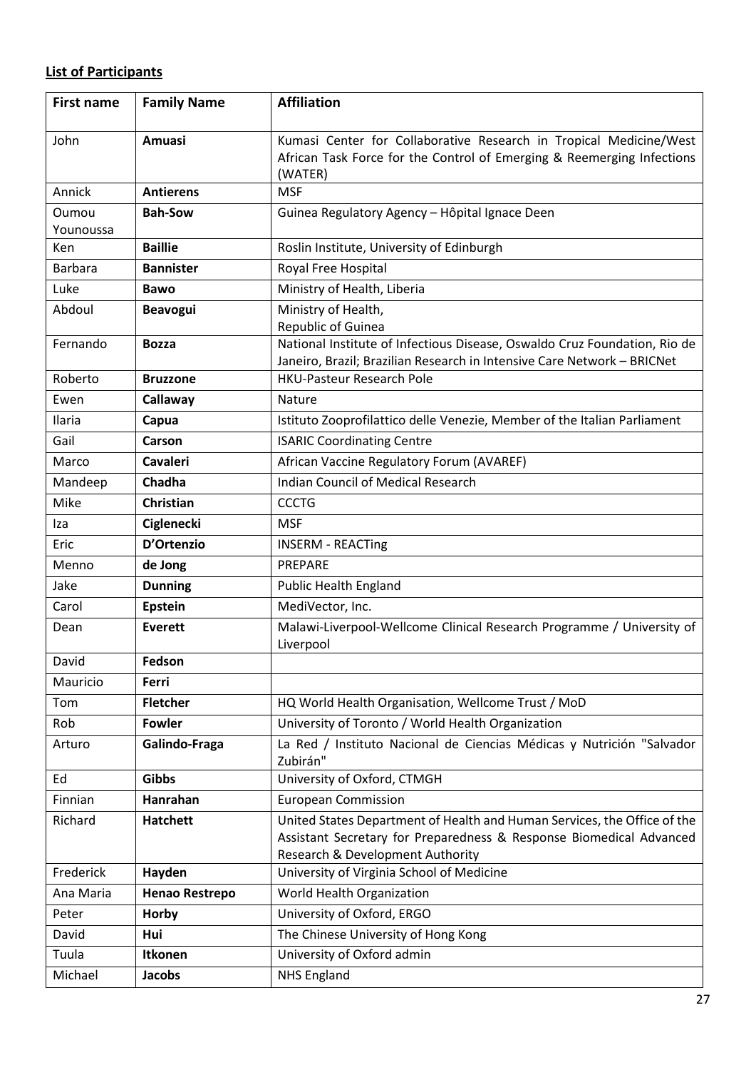**List of Participants**

| First name | Family Name | Affiliation |
|---|---|---|
| John | **Amuasi** | Kumasi Center for Collaborative Research in Tropical Medicine/West African Task Force for the Control of Emerging & Reemerging Infections (WATER) |
| Annick | **Antierens** | MSF |
| Oumou Younoussa | **Bah-Sow** | Guinea Regulatory Agency – Hôpital Ignace Deen |
| Ken | **Baillie** | Roslin Institute, University of Edinburgh |
| Barbara | **Bannister** | Royal Free Hospital |
| Luke | **Bawo** | Ministry of Health, Liberia |
| Abdoul | **Beavogui** | Ministry of Health, Republic of Guinea |
| Fernando | **Bozza** | National Institute of Infectious Disease, Oswaldo Cruz Foundation, Rio de Janeiro, Brazil; Brazilian Research in Intensive Care Network – BRICNet |
| Roberto | **Bruzzone** | HKU-Pasteur Research Pole |
| Ewen | **Callaway** | Nature |
| Ilaria | **Capua** | Istituto Zooprofilattico delle Venezie, Member of the Italian Parliament |
| Gail | **Carson** | ISARIC Coordinating Centre |
| Marco | **Cavaleri** | African Vaccine Regulatory Forum (AVAREF) |
| Mandeep | **Chadha** | Indian Council of Medical Research |
| Mike | **Christian** | CCCTG |
| Iza | **Ciglenecki** | MSF |
| Eric | **D'Ortenzio** | INSERM - REACTing |
| Menno | **de Jong** | PREPARE |
| Jake | **Dunning** | Public Health England |
| Carol | **Epstein** | MediVector, Inc. |
| Dean | **Everett** | Malawi-Liverpool-Wellcome Clinical Research Programme / University of Liverpool |
| David | **Fedson** | |
| Mauricio | **Ferri** | |
| Tom | **Fletcher** | HQ World Health Organisation, Wellcome Trust / MoD |
| Rob | **Fowler** | University of Toronto / World Health Organization |
| Arturo | **Galindo-Fraga** | La Red / Instituto Nacional de Ciencias Médicas y Nutrición "Salvador Zubirán" |
| Ed | **Gibbs** | University of Oxford, CTMGH |
| Finnian | **Hanrahan** | European Commission |
| Richard | **Hatchett** | United States Department of Health and Human Services, the Office of the Assistant Secretary for Preparedness & Response Biomedical Advanced Research & Development Authority |
| Frederick | **Hayden** | University of Virginia School of Medicine |
| Ana Maria | **Henao Restrepo** | World Health Organization |
| Peter | **Horby** | University of Oxford, ERGO |
| David | **Hui** | The Chinese University of Hong Kong |
| Tuula | **Itkonen** | University of Oxford admin |
| Michael | **Jacobs** | NHS England |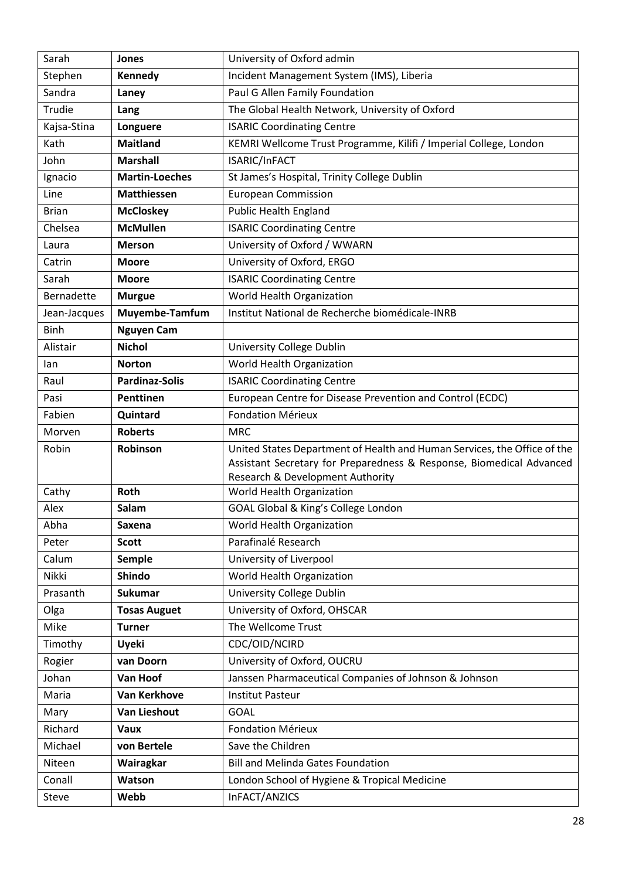| Sarah | **Jones** | University of Oxford admin |
|---|---|---|
| Stephen | **Kennedy** | Incident Management System (IMS), Liberia |
| Sandra | **Laney** | Paul G Allen Family Foundation |
| Trudie | **Lang** | The Global Health Network, University of Oxford |
| Kajsa-Stina | **Longuere** | ISARIC Coordinating Centre |
| Kath | **Maitland** | KEMRI Wellcome Trust Programme, Kilifi / Imperial College, London |
| John | **Marshall** | ISARIC/InFACT |
| Ignacio | **Martin-Loeches** | St James's Hospital, Trinity College Dublin |
| Line | **Matthiessen** | European Commission |
| Brian | **McCloskey** | Public Health England |
| Chelsea | **McMullen** | ISARIC Coordinating Centre |
| Laura | **Merson** | University of Oxford / WWARN |
| Catrin | **Moore** | University of Oxford, ERGO |
| Sarah | **Moore** | ISARIC Coordinating Centre |
| Bernadette | **Murgue** | World Health Organization |
| Jean-Jacques | **Muyembe-Tamfum** | Institut National de Recherche biomédicale-INRB |
| Binh | **Nguyen Cam** | |
| Alistair | **Nichol** | University College Dublin |
| Ian | **Norton** | World Health Organization |
| Raul | **Pardinaz-Solis** | ISARIC Coordinating Centre |
| Pasi | **Penttinen** | European Centre for Disease Prevention and Control (ECDC) |
| Fabien | **Quintard** | Fondation Mérieux |
| Morven | **Roberts** | MRC |
| Robin | **Robinson** | United States Department of Health and Human Services, the Office of the Assistant Secretary for Preparedness & Response, Biomedical Advanced Research & Development Authority |
| Cathy | **Roth** | World Health Organization |
| Alex | **Salam** | GOAL Global & King's College London |
| Abha | **Saxena** | World Health Organization |
| Peter | **Scott** | Parafinalé Research |
| Calum | **Semple** | University of Liverpool |
| Nikki | **Shindo** | World Health Organization |
| Prasanth | **Sukumar** | University College Dublin |
| Olga | **Tosas Auguet** | University of Oxford, OHSCAR |
| Mike | **Turner** | The Wellcome Trust |
| Timothy | **Uyeki** | CDC/OID/NCIRD |
| Rogier | **van Doorn** | University of Oxford, OUCRU |
| Johan | **Van Hoof** | Janssen Pharmaceutical Companies of Johnson & Johnson |
| Maria | **Van Kerkhove** | Institut Pasteur |
| Mary | **Van Lieshout** | GOAL |
| Richard | **Vaux** | Fondation Mérieux |
| Michael | **von Bertele** | Save the Children |
| Niteen | **Wairagkar** | Bill and Melinda Gates Foundation |
| Conall | **Watson** | London School of Hygiene & Tropical Medicine |
| Steve | **Webb** | InFACT/ANZICS |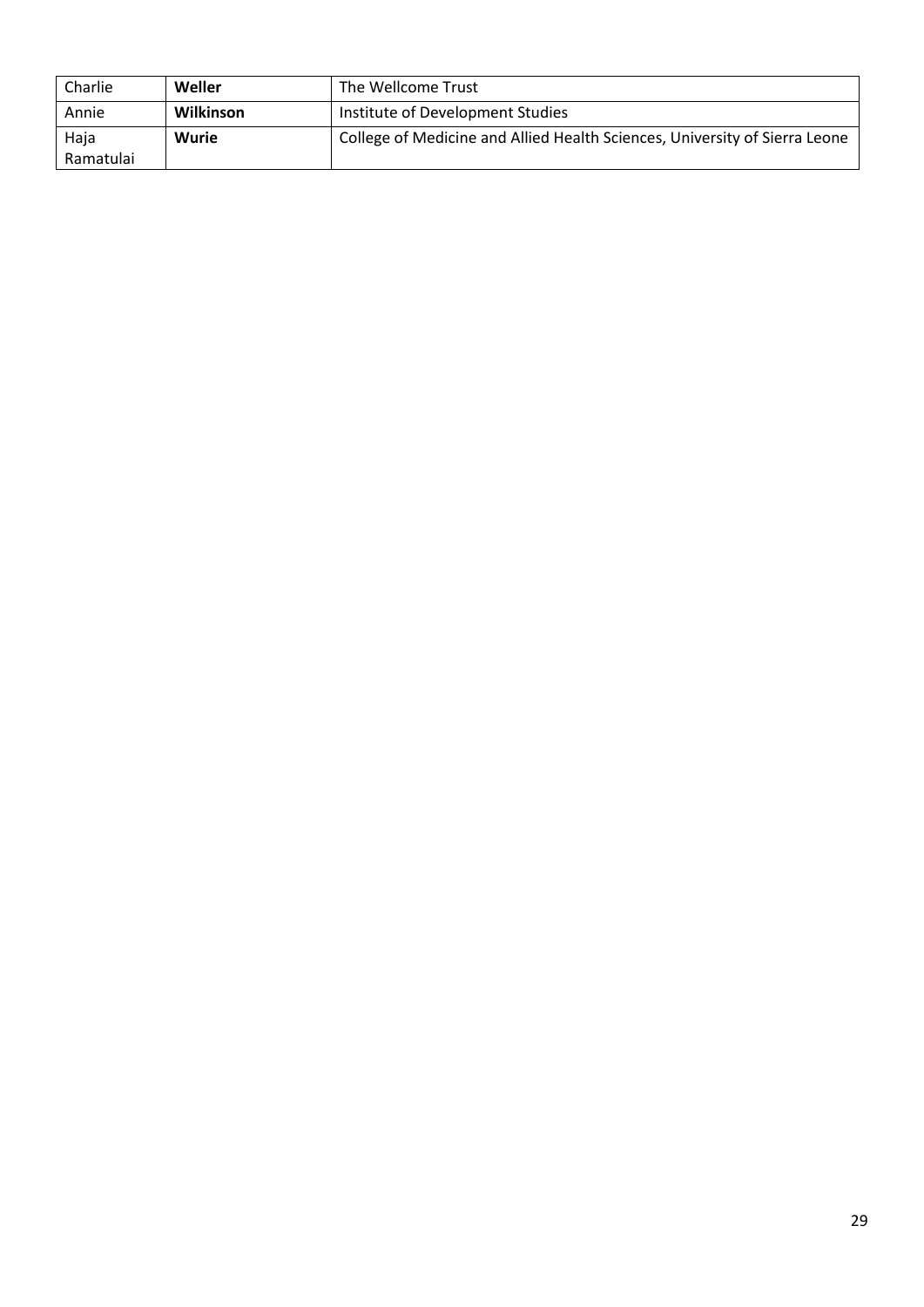| Charlie | **Weller** | The Wellcome Trust |
|---|---|---|
| Annie | **Wilkinson** | Institute of Development Studies |
| Haja Ramatulai | **Wurie** | College of Medicine and Allied Health Sciences, University of Sierra Leone |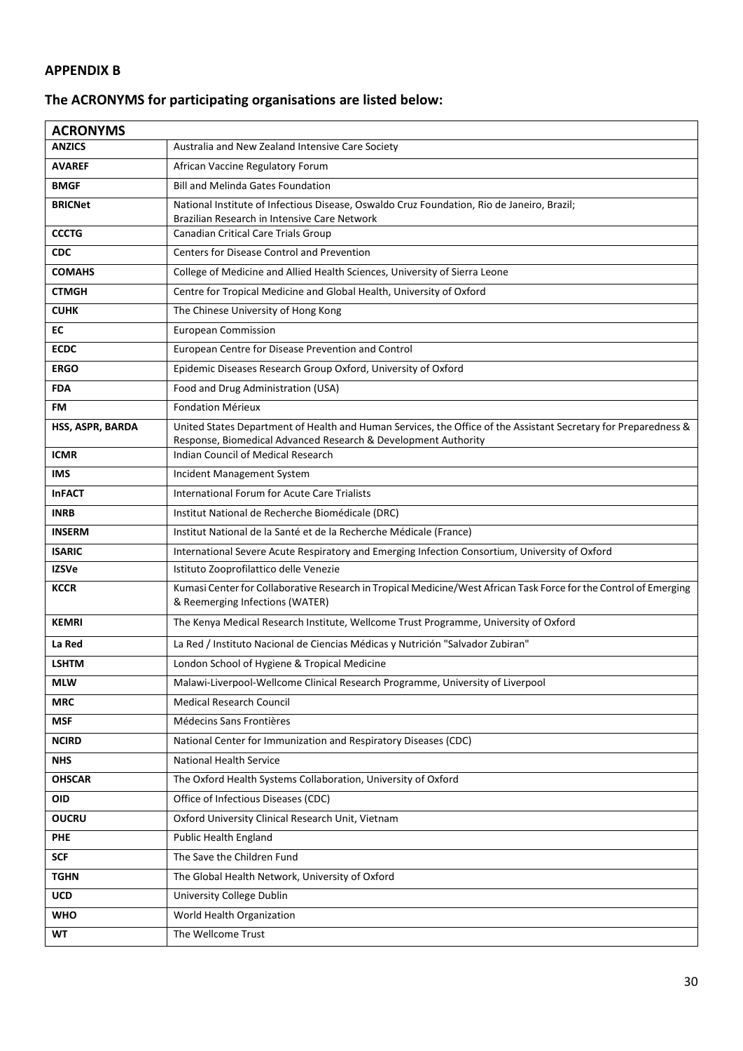**APPENDIX B**

**The ACRONYMS for participating organisations are listed below:**

| **ACRONYMS** | |
|---|---|
| **ANZICS** | Australia and New Zealand Intensive Care Society |
| **AVAREF** | African Vaccine Regulatory Forum |
| **BMGF** | Bill and Melinda Gates Foundation |
| **BRICNet** | National Institute of Infectious Disease, Oswaldo Cruz Foundation, Rio de Janeiro, Brazil; Brazilian Research in Intensive Care Network |
| **CCCTG** | Canadian Critical Care Trials Group |
| **CDC** | Centers for Disease Control and Prevention |
| **COMAHS** | College of Medicine and Allied Health Sciences, University of Sierra Leone |
| **CTMGH** | Centre for Tropical Medicine and Global Health, University of Oxford |
| **CUHK** | The Chinese University of Hong Kong |
| **EC** | European Commission |
| **ECDC** | European Centre for Disease Prevention and Control |
| **ERGO** | Epidemic Diseases Research Group Oxford, University of Oxford |
| **FDA** | Food and Drug Administration (USA) |
| **FM** | Fondation Mérieux |
| **HSS, ASPR, BARDA** | United States Department of Health and Human Services, the Office of the Assistant Secretary for Preparedness & Response, Biomedical Advanced Research & Development Authority |
| **ICMR** | Indian Council of Medical Research |
| **IMS** | Incident Management System |
| **InFACT** | International Forum for Acute Care Trialists |
| **INRB** | Institut National de Recherche Biomédicale (DRC) |
| **INSERM** | Institut National de la Santé et de la Recherche Médicale (France) |
| **ISARIC** | International Severe Acute Respiratory and Emerging Infection Consortium, University of Oxford |
| **IZSVe** | Istituto Zooprofilattico delle Venezie |
| **KCCR** | Kumasi Center for Collaborative Research in Tropical Medicine/West African Task Force for the Control of Emerging & Reemerging Infections (WATER) |
| **KEMRI** | The Kenya Medical Research Institute, Wellcome Trust Programme, University of Oxford |
| **La Red** | La Red / Instituto Nacional de Ciencias Médicas y Nutrición "Salvador Zubiran" |
| **LSHTM** | London School of Hygiene & Tropical Medicine |
| **MLW** | Malawi-Liverpool-Wellcome Clinical Research Programme, University of Liverpool |
| **MRC** | Medical Research Council |
| **MSF** | Médecins Sans Frontières |
| **NCIRD** | National Center for Immunization and Respiratory Diseases (CDC) |
| **NHS** | National Health Service |
| **OHSCAR** | The Oxford Health Systems Collaboration, University of Oxford |
| **OID** | Office of Infectious Diseases (CDC) |
| **OUCRU** | Oxford University Clinical Research Unit, Vietnam |
| **PHE** | Public Health England |
| **SCF** | The Save the Children Fund |
| **TGHN** | The Global Health Network, University of Oxford |
| **UCD** | University College Dublin |
| **WHO** | World Health Organization |
| **WT** | The Wellcome Trust |